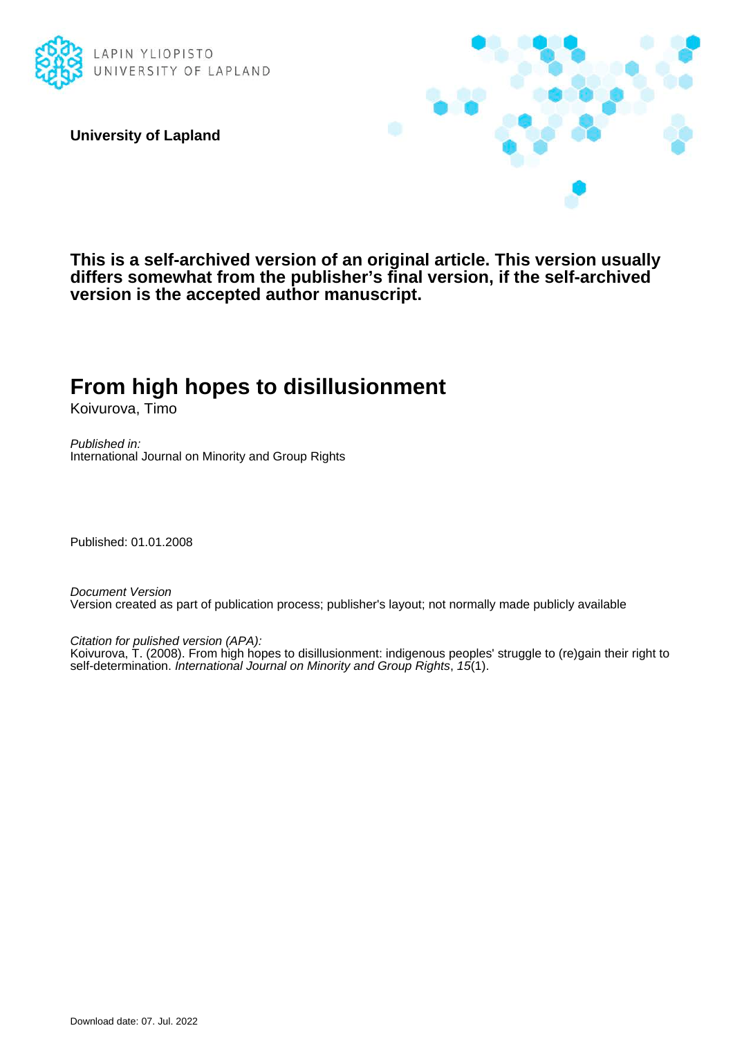LAPIN YLIOPISTO
UNIVERSITY OF LAPLAND

**University of Lapland**

**This is a self-archived version of an original article. This version usually differs somewhat from the publisher's final version, if the self-archived version is the accepted author manuscript.**

# From high hopes to disillusionment

Koivurova, Timo

*Published in:*
International Journal on Minority and Group Rights

Published: 01.01.2008

*Document Version*
Version created as part of publication process; publisher's layout; not normally made publicly available

*Citation for pulished version (APA):*
Koivurova, T. (2008). From high hopes to disillusionment: indigenous peoples' struggle to (re)gain their right to self-determination. *International Journal on Minority and Group Rights*, *15*(1).

Download date: 07. Jul. 2022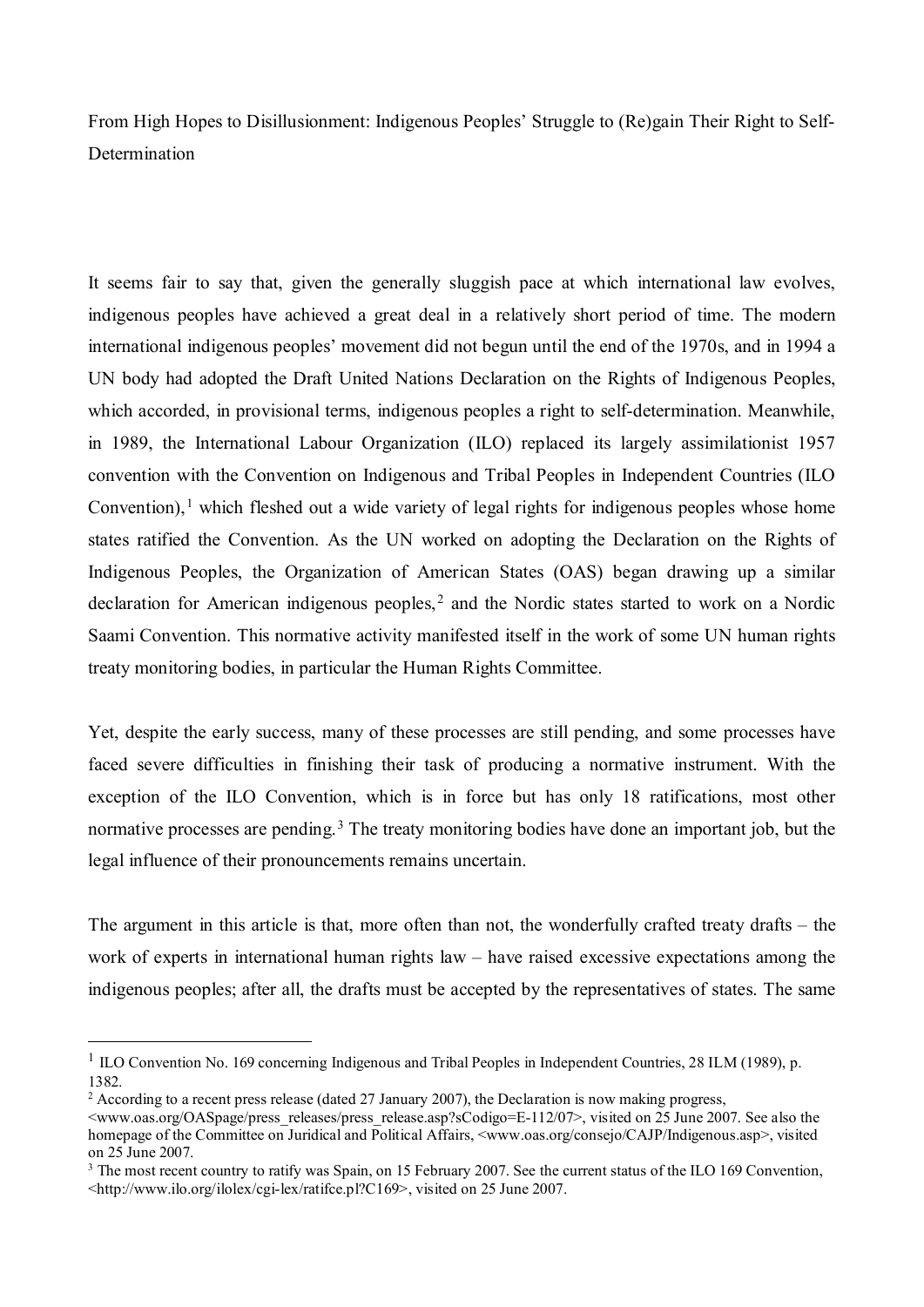From High Hopes to Disillusionment: Indigenous Peoples' Struggle to (Re)gain Their Right to Self-Determination

It seems fair to say that, given the generally sluggish pace at which international law evolves, indigenous peoples have achieved a great deal in a relatively short period of time. The modern international indigenous peoples' movement did not begun until the end of the 1970s, and in 1994 a UN body had adopted the Draft United Nations Declaration on the Rights of Indigenous Peoples, which accorded, in provisional terms, indigenous peoples a right to self-determination. Meanwhile, in 1989, the International Labour Organization (ILO) replaced its largely assimilationist 1957 convention with the Convention on Indigenous and Tribal Peoples in Independent Countries (ILO Convention),[1] which fleshed out a wide variety of legal rights for indigenous peoples whose home states ratified the Convention. As the UN worked on adopting the Declaration on the Rights of Indigenous Peoples, the Organization of American States (OAS) began drawing up a similar declaration for American indigenous peoples,[2] and the Nordic states started to work on a Nordic Saami Convention. This normative activity manifested itself in the work of some UN human rights treaty monitoring bodies, in particular the Human Rights Committee.

Yet, despite the early success, many of these processes are still pending, and some processes have faced severe difficulties in finishing their task of producing a normative instrument. With the exception of the ILO Convention, which is in force but has only 18 ratifications, most other normative processes are pending.[3] The treaty monitoring bodies have done an important job, but the legal influence of their pronouncements remains uncertain.

The argument in this article is that, more often than not, the wonderfully crafted treaty drafts – the work of experts in international human rights law – have raised excessive expectations among the indigenous peoples; after all, the drafts must be accepted by the representatives of states. The same

---

[1] ILO Convention No. 169 concerning Indigenous and Tribal Peoples in Independent Countries, 28 ILM (1989), p. 1382.

[2] According to a recent press release (dated 27 January 2007), the Declaration is now making progress, <www.oas.org/OASpage/press_releases/press_release.asp?sCodigo=E-112/07>, visited on 25 June 2007. See also the homepage of the Committee on Juridical and Political Affairs, <www.oas.org/consejo/CAJP/Indigenous.asp>, visited on 25 June 2007.

[3] The most recent country to ratify was Spain, on 15 February 2007. See the current status of the ILO 169 Convention, <http://www.ilo.org/ilolex/cgi-lex/ratifce.pl?C169>, visited on 25 June 2007.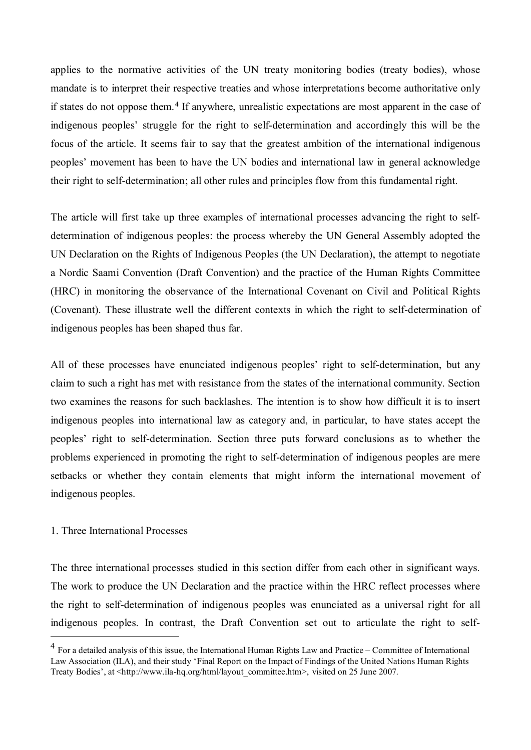applies to the normative activities of the UN treaty monitoring bodies (treaty bodies), whose mandate is to interpret their respective treaties and whose interpretations become authoritative only if states do not oppose them.[4] If anywhere, unrealistic expectations are most apparent in the case of indigenous peoples' struggle for the right to self-determination and accordingly this will be the focus of the article. It seems fair to say that the greatest ambition of the international indigenous peoples' movement has been to have the UN bodies and international law in general acknowledge their right to self-determination; all other rules and principles flow from this fundamental right.

The article will first take up three examples of international processes advancing the right to self-determination of indigenous peoples: the process whereby the UN General Assembly adopted the UN Declaration on the Rights of Indigenous Peoples (the UN Declaration), the attempt to negotiate a Nordic Saami Convention (Draft Convention) and the practice of the Human Rights Committee (HRC) in monitoring the observance of the International Covenant on Civil and Political Rights (Covenant). These illustrate well the different contexts in which the right to self-determination of indigenous peoples has been shaped thus far.

All of these processes have enunciated indigenous peoples' right to self-determination, but any claim to such a right has met with resistance from the states of the international community. Section two examines the reasons for such backlashes. The intention is to show how difficult it is to insert indigenous peoples into international law as category and, in particular, to have states accept the peoples' right to self-determination. Section three puts forward conclusions as to whether the problems experienced in promoting the right to self-determination of indigenous peoples are mere setbacks or whether they contain elements that might inform the international movement of indigenous peoples.

## 1. Three International Processes

The three international processes studied in this section differ from each other in significant ways. The work to produce the UN Declaration and the practice within the HRC reflect processes where the right to self-determination of indigenous peoples was enunciated as a universal right for all indigenous peoples. In contrast, the Draft Convention set out to articulate the right to self-

[4] For a detailed analysis of this issue, the International Human Rights Law and Practice – Committee of International Law Association (ILA), and their study 'Final Report on the Impact of Findings of the United Nations Human Rights Treaty Bodies', at <http://www.ila-hq.org/html/layout_committee.htm>, visited on 25 June 2007.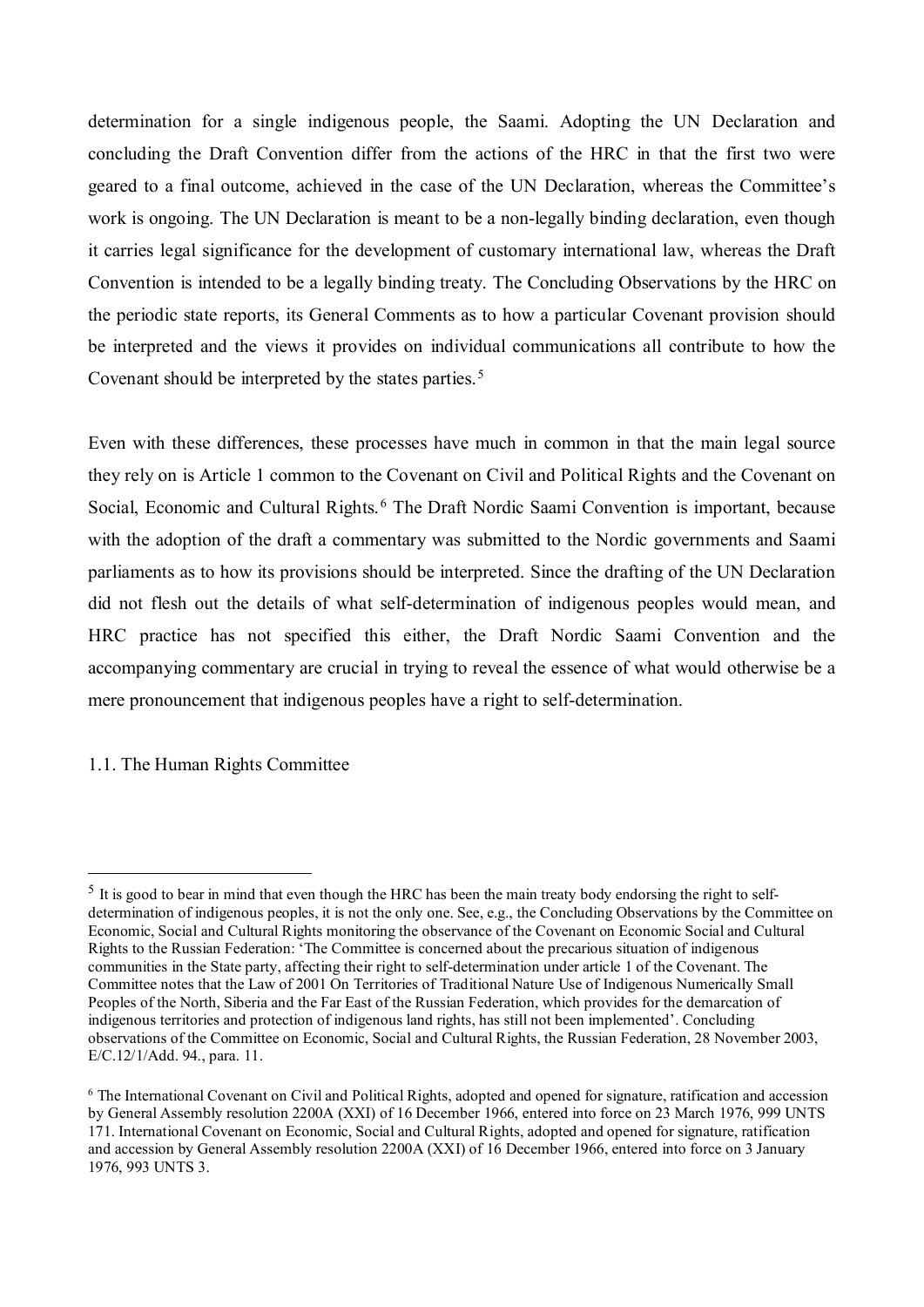determination for a single indigenous people, the Saami. Adopting the UN Declaration and concluding the Draft Convention differ from the actions of the HRC in that the first two were geared to a final outcome, achieved in the case of the UN Declaration, whereas the Committee's work is ongoing. The UN Declaration is meant to be a non-legally binding declaration, even though it carries legal significance for the development of customary international law, whereas the Draft Convention is intended to be a legally binding treaty. The Concluding Observations by the HRC on the periodic state reports, its General Comments as to how a particular Covenant provision should be interpreted and the views it provides on individual communications all contribute to how the Covenant should be interpreted by the states parties.[5]

Even with these differences, these processes have much in common in that the main legal source they rely on is Article 1 common to the Covenant on Civil and Political Rights and the Covenant on Social, Economic and Cultural Rights.[6] The Draft Nordic Saami Convention is important, because with the adoption of the draft a commentary was submitted to the Nordic governments and Saami parliaments as to how its provisions should be interpreted. Since the drafting of the UN Declaration did not flesh out the details of what self-determination of indigenous peoples would mean, and HRC practice has not specified this either, the Draft Nordic Saami Convention and the accompanying commentary are crucial in trying to reveal the essence of what would otherwise be a mere pronouncement that indigenous peoples have a right to self-determination.

## 1.1. The Human Rights Committee

---

[5] It is good to bear in mind that even though the HRC has been the main treaty body endorsing the right to self-determination of indigenous peoples, it is not the only one. See, e.g., the Concluding Observations by the Committee on Economic, Social and Cultural Rights monitoring the observance of the Covenant on Economic Social and Cultural Rights to the Russian Federation: 'The Committee is concerned about the precarious situation of indigenous communities in the State party, affecting their right to self-determination under article 1 of the Covenant. The Committee notes that the Law of 2001 On Territories of Traditional Nature Use of Indigenous Numerically Small Peoples of the North, Siberia and the Far East of the Russian Federation, which provides for the demarcation of indigenous territories and protection of indigenous land rights, has still not been implemented'. Concluding observations of the Committee on Economic, Social and Cultural Rights, the Russian Federation, 28 November 2003, E/C.12/1/Add. 94., para. 11.

[6] The International Covenant on Civil and Political Rights, adopted and opened for signature, ratification and accession by General Assembly resolution 2200A (XXI) of 16 December 1966, entered into force on 23 March 1976, 999 UNTS 171. International Covenant on Economic, Social and Cultural Rights, adopted and opened for signature, ratification and accession by General Assembly resolution 2200A (XXI) of 16 December 1966, entered into force on 3 January 1976, 993 UNTS 3.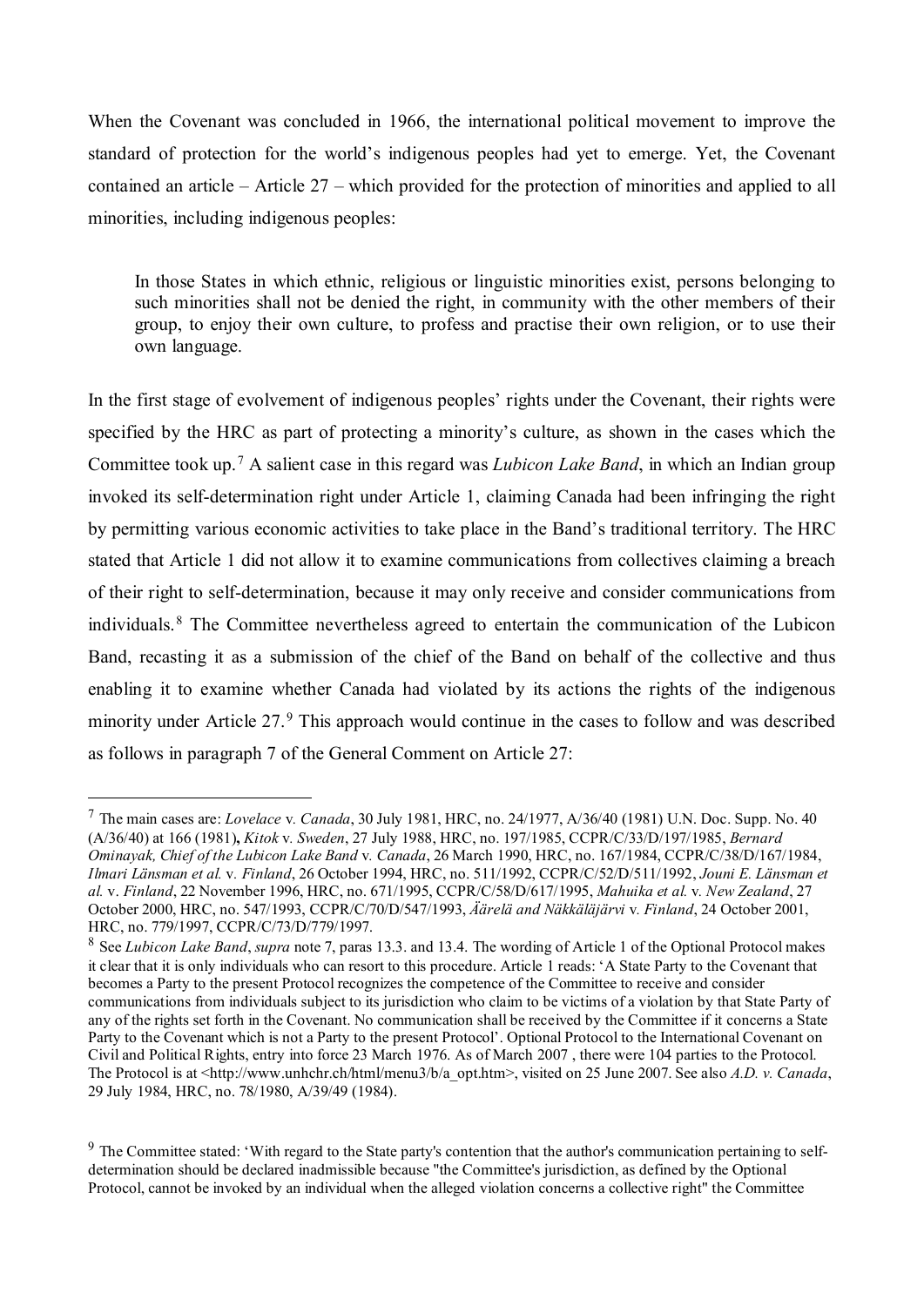When the Covenant was concluded in 1966, the international political movement to improve the standard of protection for the world's indigenous peoples had yet to emerge. Yet, the Covenant contained an article – Article 27 – which provided for the protection of minorities and applied to all minorities, including indigenous peoples:

> In those States in which ethnic, religious or linguistic minorities exist, persons belonging to such minorities shall not be denied the right, in community with the other members of their group, to enjoy their own culture, to profess and practise their own religion, or to use their own language.

In the first stage of evolvement of indigenous peoples' rights under the Covenant, their rights were specified by the HRC as part of protecting a minority's culture, as shown in the cases which the Committee took up.[7] A salient case in this regard was *Lubicon Lake Band*, in which an Indian group invoked its self-determination right under Article 1, claiming Canada had been infringing the right by permitting various economic activities to take place in the Band's traditional territory. The HRC stated that Article 1 did not allow it to examine communications from collectives claiming a breach of their right to self-determination, because it may only receive and consider communications from individuals.[8] The Committee nevertheless agreed to entertain the communication of the Lubicon Band, recasting it as a submission of the chief of the Band on behalf of the collective and thus enabling it to examine whether Canada had violated by its actions the rights of the indigenous minority under Article 27.[9] This approach would continue in the cases to follow and was described as follows in paragraph 7 of the General Comment on Article 27:

---

[7] The main cases are: *Lovelace* v. *Canada*, 30 July 1981, HRC, no. 24/1977, A/36/40 (1981) U.N. Doc. Supp. No. 40 (A/36/40) at 166 (1981)**,** *Kitok* v. *Sweden*, 27 July 1988, HRC, no. 197/1985, CCPR/C/33/D/197/1985, *Bernard Ominayak, Chief of the Lubicon Lake Band* v. *Canada*, 26 March 1990, HRC, no. 167/1984, CCPR/C/38/D/167/1984, *Ilmari Länsman et al.* v. *Finland*, 26 October 1994, HRC, no. 511/1992, CCPR/C/52/D/511/1992, *Jouni E. Länsman et al.* v. *Finland*, 22 November 1996, HRC, no. 671/1995, CCPR/C/58/D/617/1995, *Mahuika et al.* v. *New Zealand*, 27 October 2000, HRC, no. 547/1993, CCPR/C/70/D/547/1993, *Äärelä and Näkkäläjärvi* v. *Finland*, 24 October 2001, HRC, no. 779/1997, CCPR/C/73/D/779/1997.

[8] See *Lubicon Lake Band*, *supra* note 7, paras 13.3. and 13.4. The wording of Article 1 of the Optional Protocol makes it clear that it is only individuals who can resort to this procedure. Article 1 reads: 'A State Party to the Covenant that becomes a Party to the present Protocol recognizes the competence of the Committee to receive and consider communications from individuals subject to its jurisdiction who claim to be victims of a violation by that State Party of any of the rights set forth in the Covenant. No communication shall be received by the Committee if it concerns a State Party to the Covenant which is not a Party to the present Protocol'. Optional Protocol to the International Covenant on Civil and Political Rights, entry into force 23 March 1976. As of March 2007 , there were 104 parties to the Protocol. The Protocol is at <http://www.unhchr.ch/html/menu3/b/a_opt.htm>, visited on 25 June 2007. See also *A.D. v. Canada*, 29 July 1984, HRC, no. 78/1980, A/39/49 (1984).

[9] The Committee stated: 'With regard to the State party's contention that the author's communication pertaining to self-determination should be declared inadmissible because "the Committee's jurisdiction, as defined by the Optional Protocol, cannot be invoked by an individual when the alleged violation concerns a collective right" the Committee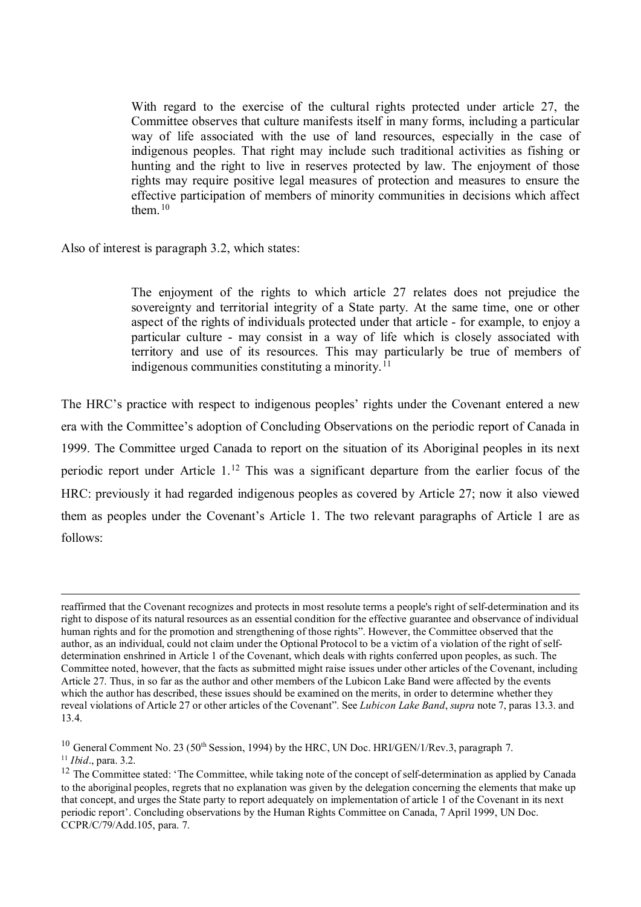> With regard to the exercise of the cultural rights protected under article 27, the Committee observes that culture manifests itself in many forms, including a particular way of life associated with the use of land resources, especially in the case of indigenous peoples. That right may include such traditional activities as fishing or hunting and the right to live in reserves protected by law. The enjoyment of those rights may require positive legal measures of protection and measures to ensure the effective participation of members of minority communities in decisions which affect them.[10]

Also of interest is paragraph 3.2, which states:

> The enjoyment of the rights to which article 27 relates does not prejudice the sovereignty and territorial integrity of a State party. At the same time, one or other aspect of the rights of individuals protected under that article - for example, to enjoy a particular culture - may consist in a way of life which is closely associated with territory and use of its resources. This may particularly be true of members of indigenous communities constituting a minority.[11]

The HRC's practice with respect to indigenous peoples' rights under the Covenant entered a new era with the Committee's adoption of Concluding Observations on the periodic report of Canada in 1999. The Committee urged Canada to report on the situation of its Aboriginal peoples in its next periodic report under Article 1.[12] This was a significant departure from the earlier focus of the HRC: previously it had regarded indigenous peoples as covered by Article 27; now it also viewed them as peoples under the Covenant's Article 1. The two relevant paragraphs of Article 1 are as follows:

---

reaffirmed that the Covenant recognizes and protects in most resolute terms a people's right of self-determination and its right to dispose of its natural resources as an essential condition for the effective guarantee and observance of individual human rights and for the promotion and strengthening of those rights". However, the Committee observed that the author, as an individual, could not claim under the Optional Protocol to be a victim of a violation of the right of self-determination enshrined in Article 1 of the Covenant, which deals with rights conferred upon peoples, as such. The Committee noted, however, that the facts as submitted might raise issues under other articles of the Covenant, including Article 27. Thus, in so far as the author and other members of the Lubicon Lake Band were affected by the events which the author has described, these issues should be examined on the merits, in order to determine whether they reveal violations of Article 27 or other articles of the Covenant". See *Lubicon Lake Band*, *supra* note 7, paras 13.3. and 13.4.

[10] General Comment No. 23 (50th Session, 1994) by the HRC, UN Doc. HRI/GEN/1/Rev.3, paragraph 7.

[11] *Ibid*., para. 3.2.

[12] The Committee stated: 'The Committee, while taking note of the concept of self-determination as applied by Canada to the aboriginal peoples, regrets that no explanation was given by the delegation concerning the elements that make up that concept, and urges the State party to report adequately on implementation of article 1 of the Covenant in its next periodic report'. Concluding observations by the Human Rights Committee on Canada, 7 April 1999, UN Doc. CCPR/C/79/Add.105, para. 7.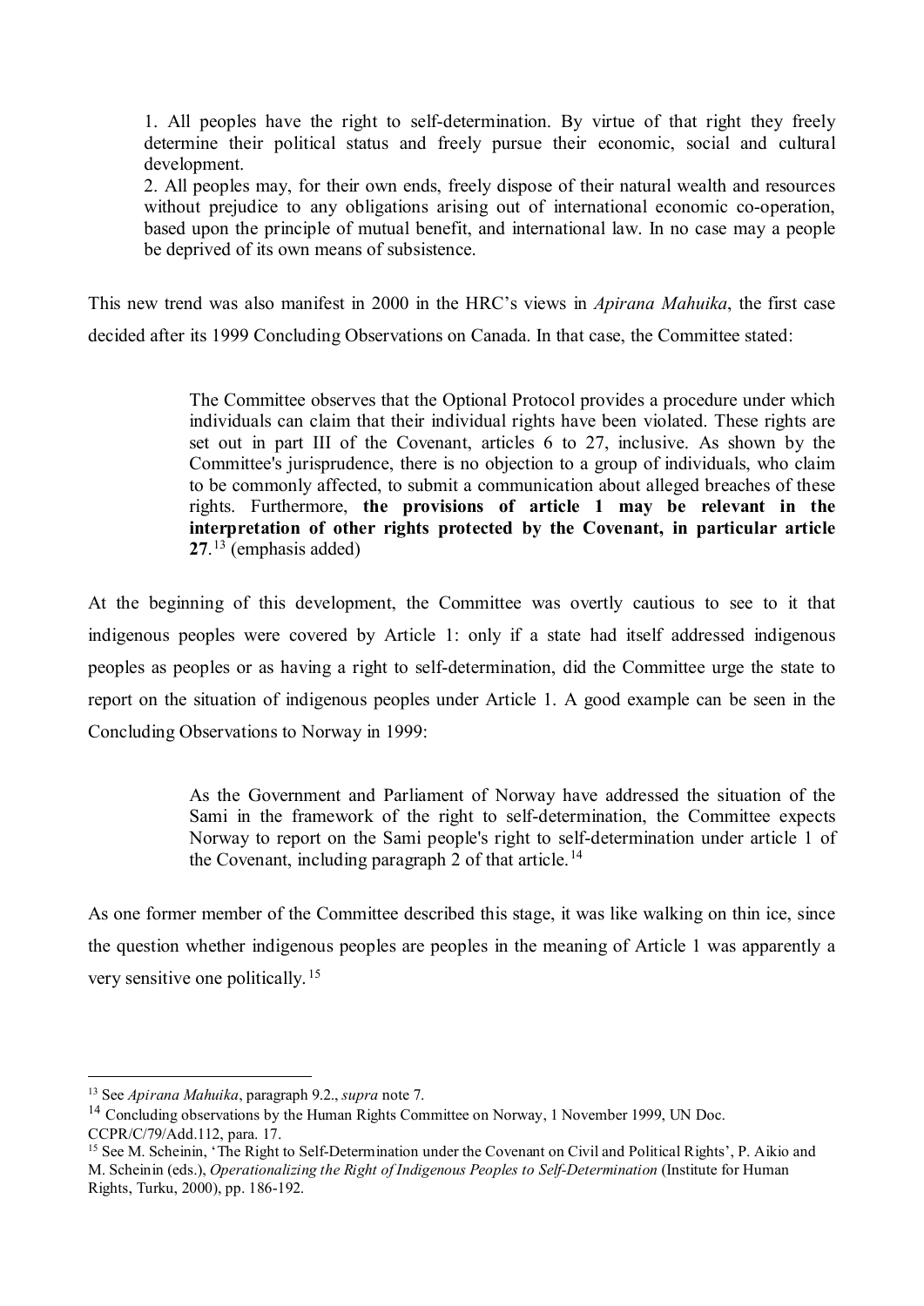> 1. All peoples have the right to self-determination. By virtue of that right they freely determine their political status and freely pursue their economic, social and cultural development.
> 2. All peoples may, for their own ends, freely dispose of their natural wealth and resources without prejudice to any obligations arising out of international economic co-operation, based upon the principle of mutual benefit, and international law. In no case may a people be deprived of its own means of subsistence.

This new trend was also manifest in 2000 in the HRC's views in *Apirana Mahuika*, the first case decided after its 1999 Concluding Observations on Canada. In that case, the Committee stated:

> The Committee observes that the Optional Protocol provides a procedure under which individuals can claim that their individual rights have been violated. These rights are set out in part III of the Covenant, articles 6 to 27, inclusive. As shown by the Committee's jurisprudence, there is no objection to a group of individuals, who claim to be commonly affected, to submit a communication about alleged breaches of these rights. Furthermore, **the provisions of article 1 may be relevant in the interpretation of other rights protected by the Covenant, in particular article 27**.[13] (emphasis added)

At the beginning of this development, the Committee was overtly cautious to see to it that indigenous peoples were covered by Article 1: only if a state had itself addressed indigenous peoples as peoples or as having a right to self-determination, did the Committee urge the state to report on the situation of indigenous peoples under Article 1. A good example can be seen in the Concluding Observations to Norway in 1999:

> As the Government and Parliament of Norway have addressed the situation of the Sami in the framework of the right to self-determination, the Committee expects Norway to report on the Sami people's right to self-determination under article 1 of the Covenant, including paragraph 2 of that article.[14]

As one former member of the Committee described this stage, it was like walking on thin ice, since the question whether indigenous peoples are peoples in the meaning of Article 1 was apparently a very sensitive one politically.[15]

---

[13] See *Apirana Mahuika*, paragraph 9.2., *supra* note 7.

[14] Concluding observations by the Human Rights Committee on Norway, 1 November 1999, UN Doc. CCPR/C/79/Add.112, para. 17.

[15] See M. Scheinin, 'The Right to Self-Determination under the Covenant on Civil and Political Rights', P. Aikio and M. Scheinin (eds.), *Operationalizing the Right of Indigenous Peoples to Self-Determination* (Institute for Human Rights, Turku, 2000), pp. 186-192.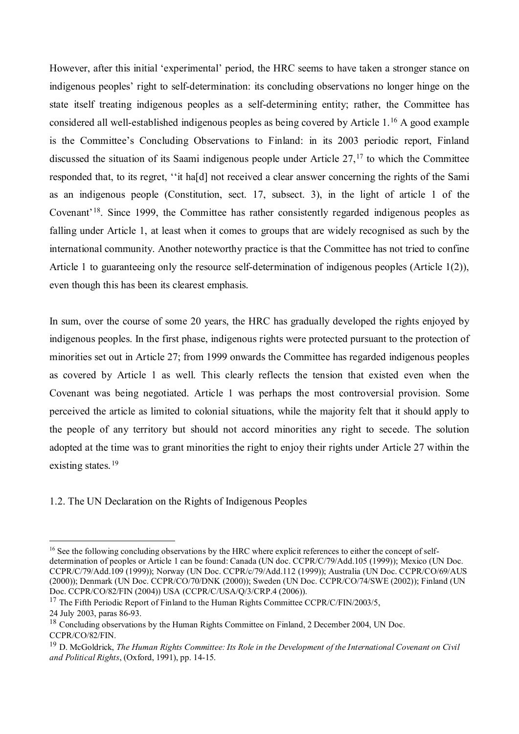However, after this initial 'experimental' period, the HRC seems to have taken a stronger stance on indigenous peoples' right to self-determination: its concluding observations no longer hinge on the state itself treating indigenous peoples as a self-determining entity; rather, the Committee has considered all well-established indigenous peoples as being covered by Article 1.[16] A good example is the Committee's Concluding Observations to Finland: in its 2003 periodic report, Finland discussed the situation of its Saami indigenous people under Article 27,[17] to which the Committee responded that, to its regret, ''it ha[d] not received a clear answer concerning the rights of the Sami as an indigenous people (Constitution, sect. 17, subsect. 3), in the light of article 1 of the Covenant'[18]. Since 1999, the Committee has rather consistently regarded indigenous peoples as falling under Article 1, at least when it comes to groups that are widely recognised as such by the international community. Another noteworthy practice is that the Committee has not tried to confine Article 1 to guaranteeing only the resource self-determination of indigenous peoples (Article 1(2)), even though this has been its clearest emphasis.

In sum, over the course of some 20 years, the HRC has gradually developed the rights enjoyed by indigenous peoples. In the first phase, indigenous rights were protected pursuant to the protection of minorities set out in Article 27; from 1999 onwards the Committee has regarded indigenous peoples as covered by Article 1 as well. This clearly reflects the tension that existed even when the Covenant was being negotiated. Article 1 was perhaps the most controversial provision. Some perceived the article as limited to colonial situations, while the majority felt that it should apply to the people of any territory but should not accord minorities any right to secede. The solution adopted at the time was to grant minorities the right to enjoy their rights under Article 27 within the existing states.[19]

## 1.2. The UN Declaration on the Rights of Indigenous Peoples

---

[16] See the following concluding observations by the HRC where explicit references to either the concept of self-determination of peoples or Article 1 can be found: Canada (UN doc. CCPR/C/79/Add.105 (1999)); Mexico (UN Doc. CCPR/C/79/Add.109 (1999)); Norway (UN Doc. CCPR/c/79/Add.112 (1999)); Australia (UN Doc. CCPR/CO/69/AUS (2000)); Denmark (UN Doc. CCPR/CO/70/DNK (2000)); Sweden (UN Doc. CCPR/CO/74/SWE (2002)); Finland (UN Doc. CCPR/CO/82/FIN (2004)) USA (CCPR/C/USA/Q/3/CRP.4 (2006)).

[17] The Fifth Periodic Report of Finland to the Human Rights Committee CCPR/C/FIN/2003/5, 24 July 2003, paras 86-93.

[18] Concluding observations by the Human Rights Committee on Finland, 2 December 2004, UN Doc. CCPR/CO/82/FIN.

[19] D. McGoldrick, *The Human Rights Committee: Its Role in the Development of the International Covenant on Civil and Political Rights*, (Oxford, 1991), pp. 14-15.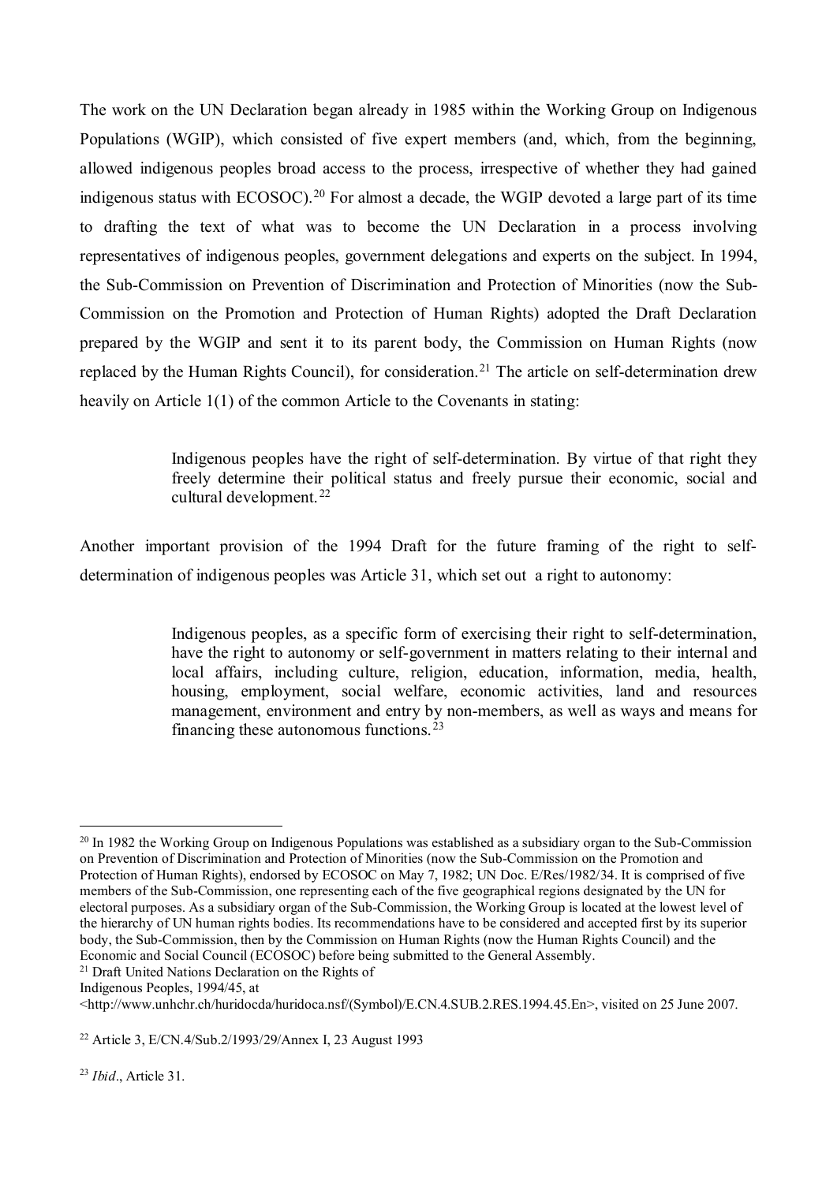The work on the UN Declaration began already in 1985 within the Working Group on Indigenous Populations (WGIP), which consisted of five expert members (and, which, from the beginning, allowed indigenous peoples broad access to the process, irrespective of whether they had gained indigenous status with ECOSOC).[20] For almost a decade, the WGIP devoted a large part of its time to drafting the text of what was to become the UN Declaration in a process involving representatives of indigenous peoples, government delegations and experts on the subject. In 1994, the Sub-Commission on Prevention of Discrimination and Protection of Minorities (now the Sub-Commission on the Promotion and Protection of Human Rights) adopted the Draft Declaration prepared by the WGIP and sent it to its parent body, the Commission on Human Rights (now replaced by the Human Rights Council), for consideration.[21] The article on self-determination drew heavily on Article 1(1) of the common Article to the Covenants in stating:

> Indigenous peoples have the right of self-determination. By virtue of that right they freely determine their political status and freely pursue their economic, social and cultural development.[22]

Another important provision of the 1994 Draft for the future framing of the right to self-determination of indigenous peoples was Article 31, which set out a right to autonomy:

> Indigenous peoples, as a specific form of exercising their right to self-determination, have the right to autonomy or self-government in matters relating to their internal and local affairs, including culture, religion, education, information, media, health, housing, employment, social welfare, economic activities, land and resources management, environment and entry by non-members, as well as ways and means for financing these autonomous functions.[23]

---

[20] In 1982 the Working Group on Indigenous Populations was established as a subsidiary organ to the Sub-Commission on Prevention of Discrimination and Protection of Minorities (now the Sub-Commission on the Promotion and Protection of Human Rights), endorsed by ECOSOC on May 7, 1982; UN Doc. E/Res/1982/34. It is comprised of five members of the Sub-Commission, one representing each of the five geographical regions designated by the UN for electoral purposes. As a subsidiary organ of the Sub-Commission, the Working Group is located at the lowest level of the hierarchy of UN human rights bodies. Its recommendations have to be considered and accepted first by its superior body, the Sub-Commission, then by the Commission on Human Rights (now the Human Rights Council) and the Economic and Social Council (ECOSOC) before being submitted to the General Assembly.

[21] Draft United Nations Declaration on the Rights of Indigenous Peoples, 1994/45, at <http://www.unhchr.ch/huridocda/huridoca.nsf/(Symbol)/E.CN.4.SUB.2.RES.1994.45.En>, visited on 25 June 2007.

[22] Article 3, E/CN.4/Sub.2/1993/29/Annex I, 23 August 1993

[23] *Ibid*., Article 31.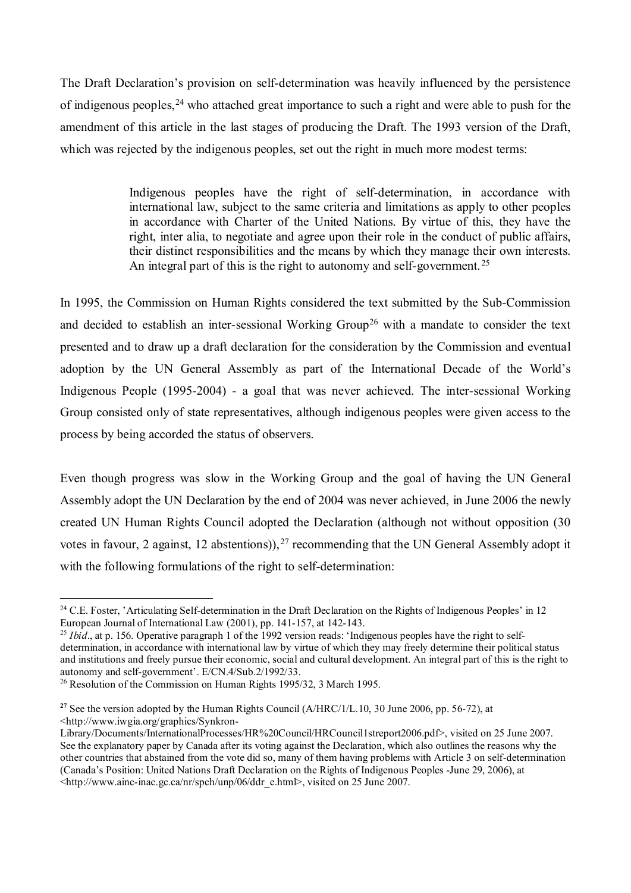The Draft Declaration's provision on self-determination was heavily influenced by the persistence of indigenous peoples,[24] who attached great importance to such a right and were able to push for the amendment of this article in the last stages of producing the Draft. The 1993 version of the Draft, which was rejected by the indigenous peoples, set out the right in much more modest terms:

> Indigenous peoples have the right of self-determination, in accordance with international law, subject to the same criteria and limitations as apply to other peoples in accordance with Charter of the United Nations. By virtue of this, they have the right, inter alia, to negotiate and agree upon their role in the conduct of public affairs, their distinct responsibilities and the means by which they manage their own interests. An integral part of this is the right to autonomy and self-government.[25]

In 1995, the Commission on Human Rights considered the text submitted by the Sub-Commission and decided to establish an inter-sessional Working Group[26] with a mandate to consider the text presented and to draw up a draft declaration for the consideration by the Commission and eventual adoption by the UN General Assembly as part of the International Decade of the World's Indigenous People (1995-2004) - a goal that was never achieved. The inter-sessional Working Group consisted only of state representatives, although indigenous peoples were given access to the process by being accorded the status of observers.

Even though progress was slow in the Working Group and the goal of having the UN General Assembly adopt the UN Declaration by the end of 2004 was never achieved, in June 2006 the newly created UN Human Rights Council adopted the Declaration (although not without opposition (30 votes in favour, 2 against, 12 abstentions)),[27] recommending that the UN General Assembly adopt it with the following formulations of the right to self-determination:

---

[24] C.E. Foster, 'Articulating Self-determination in the Draft Declaration on the Rights of Indigenous Peoples' in 12 European Journal of International Law (2001), pp. 141-157, at 142-143.

[25] *Ibid*., at p. 156. Operative paragraph 1 of the 1992 version reads: 'Indigenous peoples have the right to self-determination, in accordance with international law by virtue of which they may freely determine their political status and institutions and freely pursue their economic, social and cultural development. An integral part of this is the right to autonomy and self-government'. E/CN.4/Sub.2/1992/33.

[26] Resolution of the Commission on Human Rights 1995/32, 3 March 1995.

[27] See the version adopted by the Human Rights Council (A/HRC/1/L.10, 30 June 2006, pp. 56-72), at <http://www.iwgia.org/graphics/Synkron-Library/Documents/InternationalProcesses/HR%20Council/HRCouncil1streport2006.pdf>, visited on 25 June 2007. See the explanatory paper by Canada after its voting against the Declaration, which also outlines the reasons why the other countries that abstained from the vote did so, many of them having problems with Article 3 on self-determination (Canada's Position: United Nations Draft Declaration on the Rights of Indigenous Peoples -June 29, 2006), at <http://www.ainc-inac.gc.ca/nr/spch/unp/06/ddr_e.html>, visited on 25 June 2007.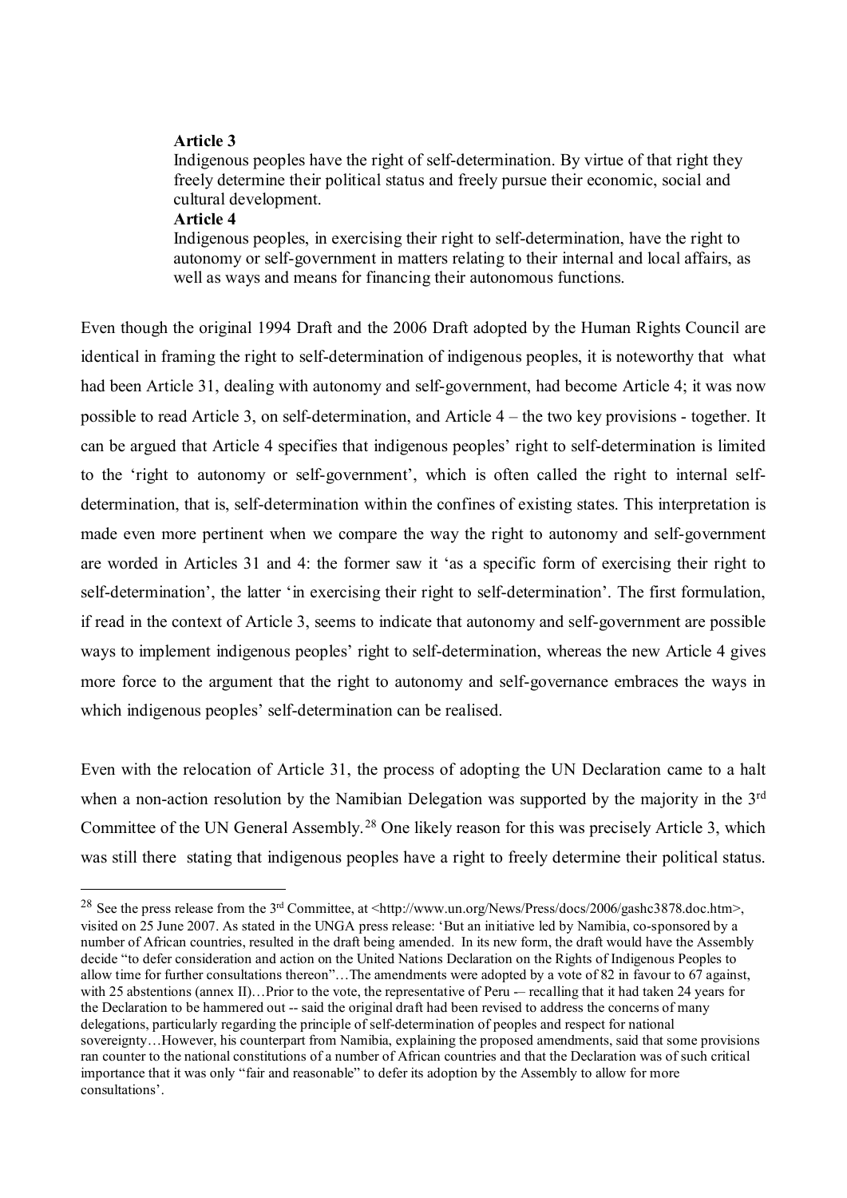> **Article 3**
> Indigenous peoples have the right of self-determination. By virtue of that right they freely determine their political status and freely pursue their economic, social and cultural development.
> **Article 4**
> Indigenous peoples, in exercising their right to self-determination, have the right to autonomy or self-government in matters relating to their internal and local affairs, as well as ways and means for financing their autonomous functions.

Even though the original 1994 Draft and the 2006 Draft adopted by the Human Rights Council are identical in framing the right to self-determination of indigenous peoples, it is noteworthy that what had been Article 31, dealing with autonomy and self-government, had become Article 4; it was now possible to read Article 3, on self-determination, and Article 4 – the two key provisions - together. It can be argued that Article 4 specifies that indigenous peoples' right to self-determination is limited to the 'right to autonomy or self-government', which is often called the right to internal self-determination, that is, self-determination within the confines of existing states. This interpretation is made even more pertinent when we compare the way the right to autonomy and self-government are worded in Articles 31 and 4: the former saw it 'as a specific form of exercising their right to self-determination', the latter 'in exercising their right to self-determination'. The first formulation, if read in the context of Article 3, seems to indicate that autonomy and self-government are possible ways to implement indigenous peoples' right to self-determination, whereas the new Article 4 gives more force to the argument that the right to autonomy and self-governance embraces the ways in which indigenous peoples' self-determination can be realised.

Even with the relocation of Article 31, the process of adopting the UN Declaration came to a halt when a non-action resolution by the Namibian Delegation was supported by the majority in the 3rd Committee of the UN General Assembly.[28] One likely reason for this was precisely Article 3, which was still there stating that indigenous peoples have a right to freely determine their political status.

[28] See the press release from the 3rd Committee, at <http://www.un.org/News/Press/docs/2006/gashc3878.doc.htm>, visited on 25 June 2007. As stated in the UNGA press release: 'But an initiative led by Namibia, co-sponsored by a number of African countries, resulted in the draft being amended. In its new form, the draft would have the Assembly decide "to defer consideration and action on the United Nations Declaration on the Rights of Indigenous Peoples to allow time for further consultations thereon"…The amendments were adopted by a vote of 82 in favour to 67 against, with 25 abstentions (annex II)…Prior to the vote, the representative of Peru -– recalling that it had taken 24 years for the Declaration to be hammered out -- said the original draft had been revised to address the concerns of many delegations, particularly regarding the principle of self-determination of peoples and respect for national sovereignty…However, his counterpart from Namibia, explaining the proposed amendments, said that some provisions ran counter to the national constitutions of a number of African countries and that the Declaration was of such critical importance that it was only "fair and reasonable" to defer its adoption by the Assembly to allow for more consultations'.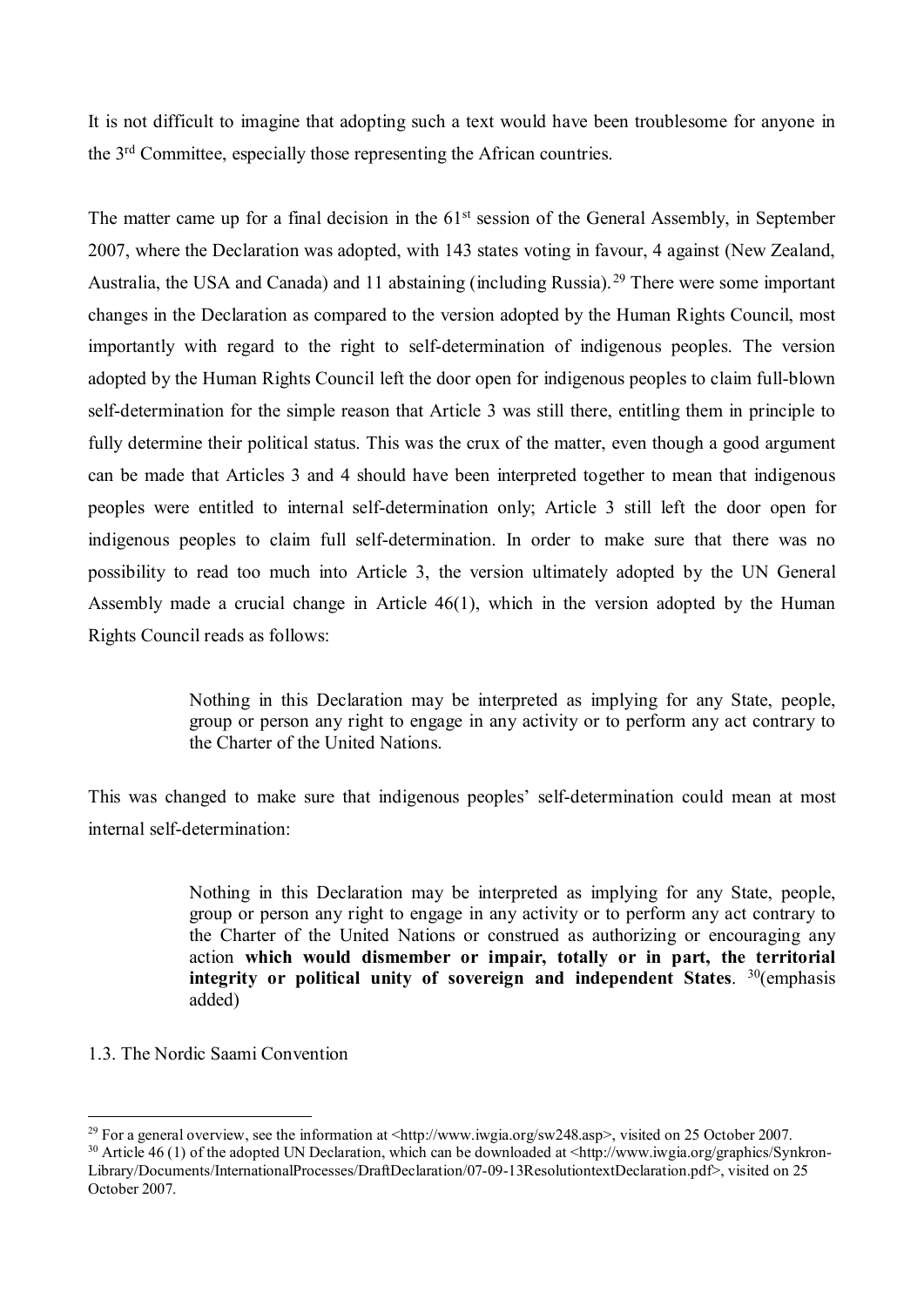It is not difficult to imagine that adopting such a text would have been troublesome for anyone in the 3rd Committee, especially those representing the African countries.

The matter came up for a final decision in the 61st session of the General Assembly, in September 2007, where the Declaration was adopted, with 143 states voting in favour, 4 against (New Zealand, Australia, the USA and Canada) and 11 abstaining (including Russia).[29] There were some important changes in the Declaration as compared to the version adopted by the Human Rights Council, most importantly with regard to the right to self-determination of indigenous peoples. The version adopted by the Human Rights Council left the door open for indigenous peoples to claim full-blown self-determination for the simple reason that Article 3 was still there, entitling them in principle to fully determine their political status. This was the crux of the matter, even though a good argument can be made that Articles 3 and 4 should have been interpreted together to mean that indigenous peoples were entitled to internal self-determination only; Article 3 still left the door open for indigenous peoples to claim full self-determination. In order to make sure that there was no possibility to read too much into Article 3, the version ultimately adopted by the UN General Assembly made a crucial change in Article 46(1), which in the version adopted by the Human Rights Council reads as follows:

> Nothing in this Declaration may be interpreted as implying for any State, people, group or person any right to engage in any activity or to perform any act contrary to the Charter of the United Nations.

This was changed to make sure that indigenous peoples' self-determination could mean at most internal self-determination:

> Nothing in this Declaration may be interpreted as implying for any State, people, group or person any right to engage in any activity or to perform any act contrary to the Charter of the United Nations or construed as authorizing or encouraging any action **which would dismember or impair, totally or in part, the territorial integrity or political unity of sovereign and independent States**. [30](emphasis added)

### 1.3. The Nordic Saami Convention

---

[29] For a general overview, see the information at <http://www.iwgia.org/sw248.asp>, visited on 25 October 2007.

[30] Article 46 (1) of the adopted UN Declaration, which can be downloaded at <http://www.iwgia.org/graphics/Synkron-Library/Documents/InternationalProcesses/DraftDeclaration/07-09-13ResolutiontextDeclaration.pdf>, visited on 25 October 2007.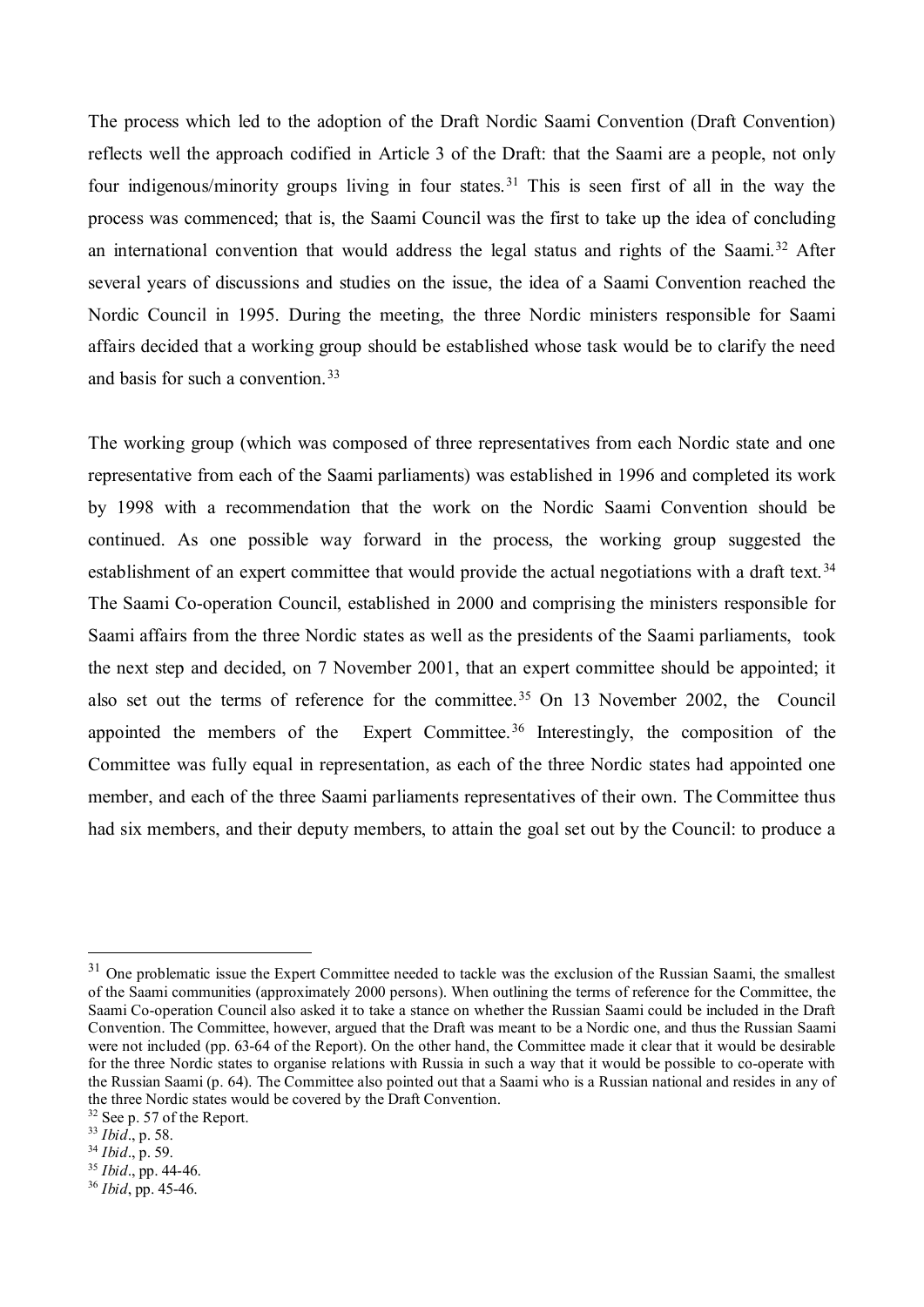The process which led to the adoption of the Draft Nordic Saami Convention (Draft Convention) reflects well the approach codified in Article 3 of the Draft: that the Saami are a people, not only four indigenous/minority groups living in four states.[31] This is seen first of all in the way the process was commenced; that is, the Saami Council was the first to take up the idea of concluding an international convention that would address the legal status and rights of the Saami.[32] After several years of discussions and studies on the issue, the idea of a Saami Convention reached the Nordic Council in 1995. During the meeting, the three Nordic ministers responsible for Saami affairs decided that a working group should be established whose task would be to clarify the need and basis for such a convention.[33]

The working group (which was composed of three representatives from each Nordic state and one representative from each of the Saami parliaments) was established in 1996 and completed its work by 1998 with a recommendation that the work on the Nordic Saami Convention should be continued. As one possible way forward in the process, the working group suggested the establishment of an expert committee that would provide the actual negotiations with a draft text.[34] The Saami Co-operation Council, established in 2000 and comprising the ministers responsible for Saami affairs from the three Nordic states as well as the presidents of the Saami parliaments, took the next step and decided, on 7 November 2001, that an expert committee should be appointed; it also set out the terms of reference for the committee.[35] On 13 November 2002, the Council appointed the members of the Expert Committee.[36] Interestingly, the composition of the Committee was fully equal in representation, as each of the three Nordic states had appointed one member, and each of the three Saami parliaments representatives of their own. The Committee thus had six members, and their deputy members, to attain the goal set out by the Council: to produce a

---

[31] One problematic issue the Expert Committee needed to tackle was the exclusion of the Russian Saami, the smallest of the Saami communities (approximately 2000 persons). When outlining the terms of reference for the Committee, the Saami Co-operation Council also asked it to take a stance on whether the Russian Saami could be included in the Draft Convention. The Committee, however, argued that the Draft was meant to be a Nordic one, and thus the Russian Saami were not included (pp. 63-64 of the Report). On the other hand, the Committee made it clear that it would be desirable for the three Nordic states to organise relations with Russia in such a way that it would be possible to co-operate with the Russian Saami (p. 64). The Committee also pointed out that a Saami who is a Russian national and resides in any of the three Nordic states would be covered by the Draft Convention.

[32] See p. 57 of the Report.

[33] *Ibid*., p. 58.

[34] *Ibid*., p. 59.

[35] *Ibid*., pp. 44-46.

[36] *Ibid*, pp. 45-46.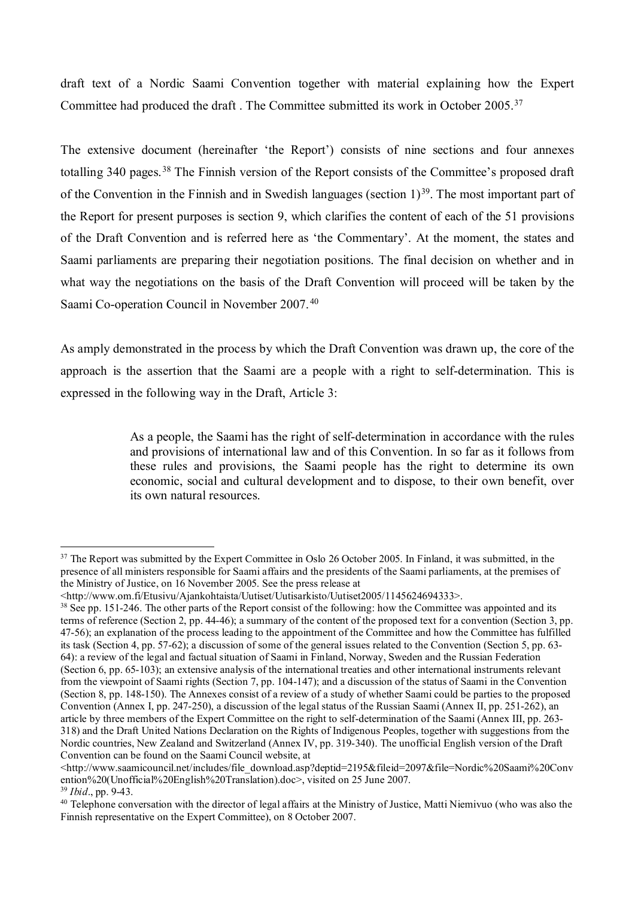draft text of a Nordic Saami Convention together with material explaining how the Expert Committee had produced the draft . The Committee submitted its work in October 2005.[37]

The extensive document (hereinafter 'the Report') consists of nine sections and four annexes totalling 340 pages.[38] The Finnish version of the Report consists of the Committee's proposed draft of the Convention in the Finnish and in Swedish languages (section 1)[39]. The most important part of the Report for present purposes is section 9, which clarifies the content of each of the 51 provisions of the Draft Convention and is referred here as 'the Commentary'. At the moment, the states and Saami parliaments are preparing their negotiation positions. The final decision on whether and in what way the negotiations on the basis of the Draft Convention will proceed will be taken by the Saami Co-operation Council in November 2007.[40]

As amply demonstrated in the process by which the Draft Convention was drawn up, the core of the approach is the assertion that the Saami are a people with a right to self-determination. This is expressed in the following way in the Draft, Article 3:

> As a people, the Saami has the right of self-determination in accordance with the rules and provisions of international law and of this Convention. In so far as it follows from these rules and provisions, the Saami people has the right to determine its own economic, social and cultural development and to dispose, to their own benefit, over its own natural resources.

---

[37] The Report was submitted by the Expert Committee in Oslo 26 October 2005. In Finland, it was submitted, in the presence of all ministers responsible for Saami affairs and the presidents of the Saami parliaments, at the premises of the Ministry of Justice, on 16 November 2005. See the press release at <http://www.om.fi/Etusivu/Ajankohtaista/Uutiset/Uutisarkisto/Uutiset2005/1145624694333>.

[38] See pp. 151-246. The other parts of the Report consist of the following: how the Committee was appointed and its terms of reference (Section 2, pp. 44-46); a summary of the content of the proposed text for a convention (Section 3, pp. 47-56); an explanation of the process leading to the appointment of the Committee and how the Committee has fulfilled its task (Section 4, pp. 57-62); a discussion of some of the general issues related to the Convention (Section 5, pp. 63-64): a review of the legal and factual situation of Saami in Finland, Norway, Sweden and the Russian Federation (Section 6, pp. 65-103); an extensive analysis of the international treaties and other international instruments relevant from the viewpoint of Saami rights (Section 7, pp. 104-147); and a discussion of the status of Saami in the Convention (Section 8, pp. 148-150). The Annexes consist of a review of a study of whether Saami could be parties to the proposed Convention (Annex I, pp. 247-250), a discussion of the legal status of the Russian Saami (Annex II, pp. 251-262), an article by three members of the Expert Committee on the right to self-determination of the Saami (Annex III, pp. 263-318) and the Draft United Nations Declaration on the Rights of Indigenous Peoples, together with suggestions from the Nordic countries, New Zealand and Switzerland (Annex IV, pp. 319-340). The unofficial English version of the Draft Convention can be found on the Saami Council website, at <http://www.saamicouncil.net/includes/file_download.asp?deptid=2195&fileid=2097&file=Nordic%20Saami%20Convention%20(Unofficial%20English%20Translation).doc>, visited on 25 June 2007.

[39] *Ibid*., pp. 9-43.

[40] Telephone conversation with the director of legal affairs at the Ministry of Justice, Matti Niemivuo (who was also the Finnish representative on the Expert Committee), on 8 October 2007.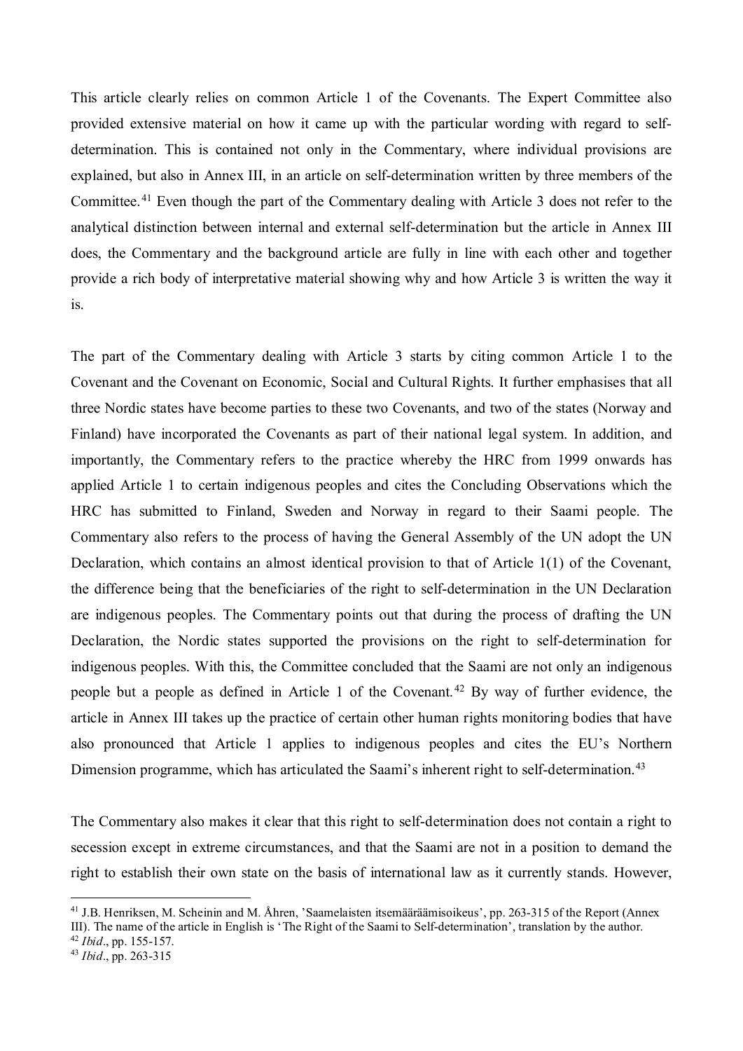This article clearly relies on common Article 1 of the Covenants. The Expert Committee also provided extensive material on how it came up with the particular wording with regard to self-determination. This is contained not only in the Commentary, where individual provisions are explained, but also in Annex III, in an article on self-determination written by three members of the Committee.[41] Even though the part of the Commentary dealing with Article 3 does not refer to the analytical distinction between internal and external self-determination but the article in Annex III does, the Commentary and the background article are fully in line with each other and together provide a rich body of interpretative material showing why and how Article 3 is written the way it is.

The part of the Commentary dealing with Article 3 starts by citing common Article 1 to the Covenant and the Covenant on Economic, Social and Cultural Rights. It further emphasises that all three Nordic states have become parties to these two Covenants, and two of the states (Norway and Finland) have incorporated the Covenants as part of their national legal system. In addition, and importantly, the Commentary refers to the practice whereby the HRC from 1999 onwards has applied Article 1 to certain indigenous peoples and cites the Concluding Observations which the HRC has submitted to Finland, Sweden and Norway in regard to their Saami people. The Commentary also refers to the process of having the General Assembly of the UN adopt the UN Declaration, which contains an almost identical provision to that of Article 1(1) of the Covenant, the difference being that the beneficiaries of the right to self-determination in the UN Declaration are indigenous peoples. The Commentary points out that during the process of drafting the UN Declaration, the Nordic states supported the provisions on the right to self-determination for indigenous peoples. With this, the Committee concluded that the Saami are not only an indigenous people but a people as defined in Article 1 of the Covenant.[42] By way of further evidence, the article in Annex III takes up the practice of certain other human rights monitoring bodies that have also pronounced that Article 1 applies to indigenous peoples and cites the EU's Northern Dimension programme, which has articulated the Saami's inherent right to self-determination.[43]

The Commentary also makes it clear that this right to self-determination does not contain a right to secession except in extreme circumstances, and that the Saami are not in a position to demand the right to establish their own state on the basis of international law as it currently stands. However,

---

[41] J.B. Henriksen, M. Scheinin and M. Åhren, 'Saamelaisten itsemääräämisoikeus', pp. 263-315 of the Report (Annex III). The name of the article in English is 'The Right of the Saami to Self-determination', translation by the author.

[42] *Ibid*., pp. 155-157.

[43] *Ibid*., pp. 263-315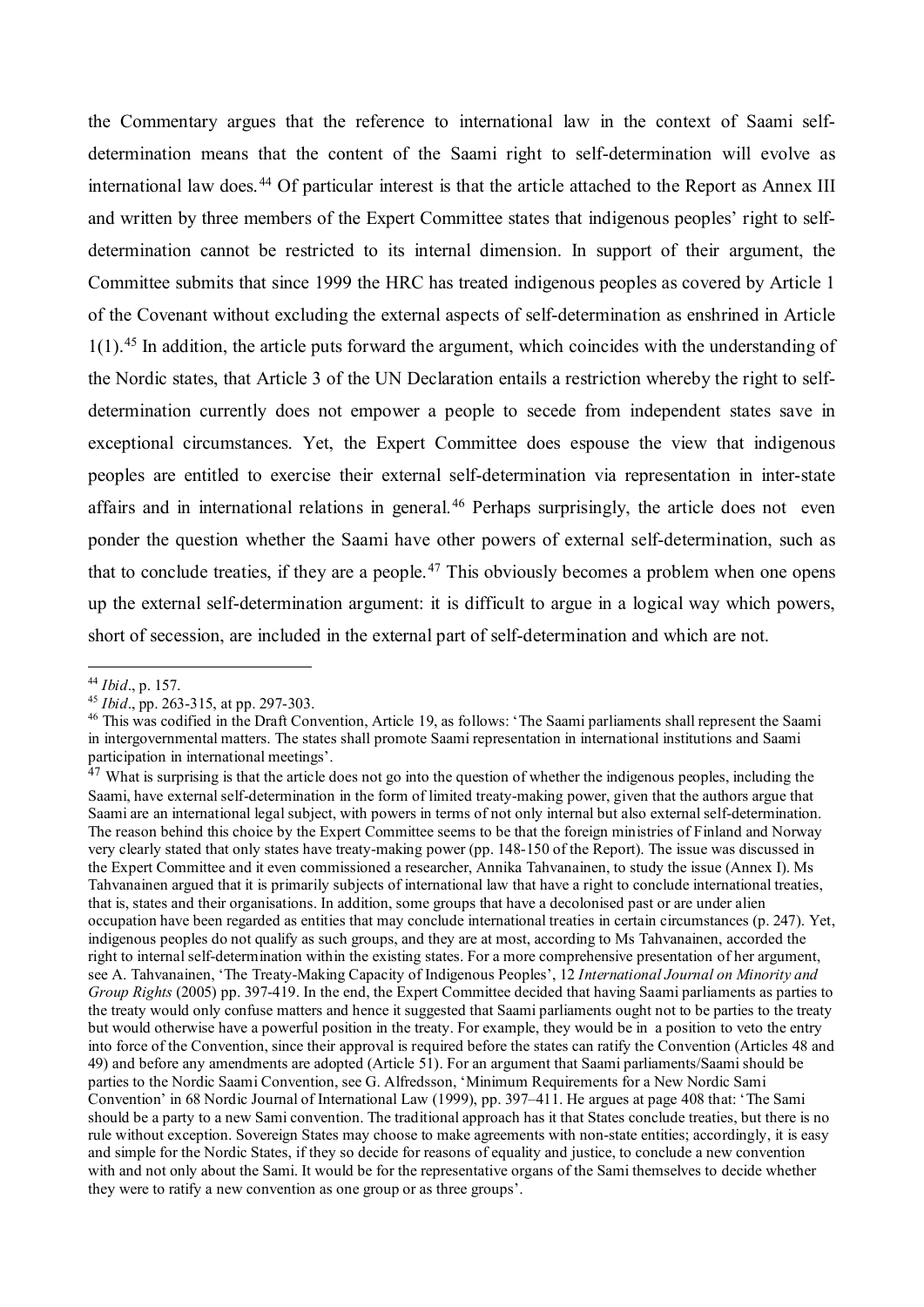the Commentary argues that the reference to international law in the context of Saami self-determination means that the content of the Saami right to self-determination will evolve as international law does.[44] Of particular interest is that the article attached to the Report as Annex III and written by three members of the Expert Committee states that indigenous peoples' right to self-determination cannot be restricted to its internal dimension. In support of their argument, the Committee submits that since 1999 the HRC has treated indigenous peoples as covered by Article 1 of the Covenant without excluding the external aspects of self-determination as enshrined in Article 1(1).[45] In addition, the article puts forward the argument, which coincides with the understanding of the Nordic states, that Article 3 of the UN Declaration entails a restriction whereby the right to self-determination currently does not empower a people to secede from independent states save in exceptional circumstances. Yet, the Expert Committee does espouse the view that indigenous peoples are entitled to exercise their external self-determination via representation in inter-state affairs and in international relations in general.[46] Perhaps surprisingly, the article does not even ponder the question whether the Saami have other powers of external self-determination, such as that to conclude treaties, if they are a people.[47] This obviously becomes a problem when one opens up the external self-determination argument: it is difficult to argue in a logical way which powers, short of secession, are included in the external part of self-determination and which are not.

---

[44] *Ibid*., p. 157.

[45] *Ibid*., pp. 263-315, at pp. 297-303.

[46] This was codified in the Draft Convention, Article 19, as follows: 'The Saami parliaments shall represent the Saami in intergovernmental matters. The states shall promote Saami representation in international institutions and Saami participation in international meetings'.

[47] What is surprising is that the article does not go into the question of whether the indigenous peoples, including the Saami, have external self-determination in the form of limited treaty-making power, given that the authors argue that Saami are an international legal subject, with powers in terms of not only internal but also external self-determination. The reason behind this choice by the Expert Committee seems to be that the foreign ministries of Finland and Norway very clearly stated that only states have treaty-making power (pp. 148-150 of the Report). The issue was discussed in the Expert Committee and it even commissioned a researcher, Annika Tahvanainen, to study the issue (Annex I). Ms Tahvanainen argued that it is primarily subjects of international law that have a right to conclude international treaties, that is, states and their organisations. In addition, some groups that have a decolonised past or are under alien occupation have been regarded as entities that may conclude international treaties in certain circumstances (p. 247). Yet, indigenous peoples do not qualify as such groups, and they are at most, according to Ms Tahvanainen, accorded the right to internal self-determination within the existing states. For a more comprehensive presentation of her argument, see A. Tahvanainen, 'The Treaty-Making Capacity of Indigenous Peoples', 12 *International Journal on Minority and Group Rights* (2005) pp. 397-419. In the end, the Expert Committee decided that having Saami parliaments as parties to the treaty would only confuse matters and hence it suggested that Saami parliaments ought not to be parties to the treaty but would otherwise have a powerful position in the treaty. For example, they would be in a position to veto the entry into force of the Convention, since their approval is required before the states can ratify the Convention (Articles 48 and 49) and before any amendments are adopted (Article 51). For an argument that Saami parliaments/Saami should be parties to the Nordic Saami Convention, see G. Alfredsson, 'Minimum Requirements for a New Nordic Sami Convention' in 68 Nordic Journal of International Law (1999), pp. 397–411. He argues at page 408 that: 'The Sami should be a party to a new Sami convention. The traditional approach has it that States conclude treaties, but there is no rule without exception. Sovereign States may choose to make agreements with non-state entities; accordingly, it is easy and simple for the Nordic States, if they so decide for reasons of equality and justice, to conclude a new convention with and not only about the Sami. It would be for the representative organs of the Sami themselves to decide whether they were to ratify a new convention as one group or as three groups'.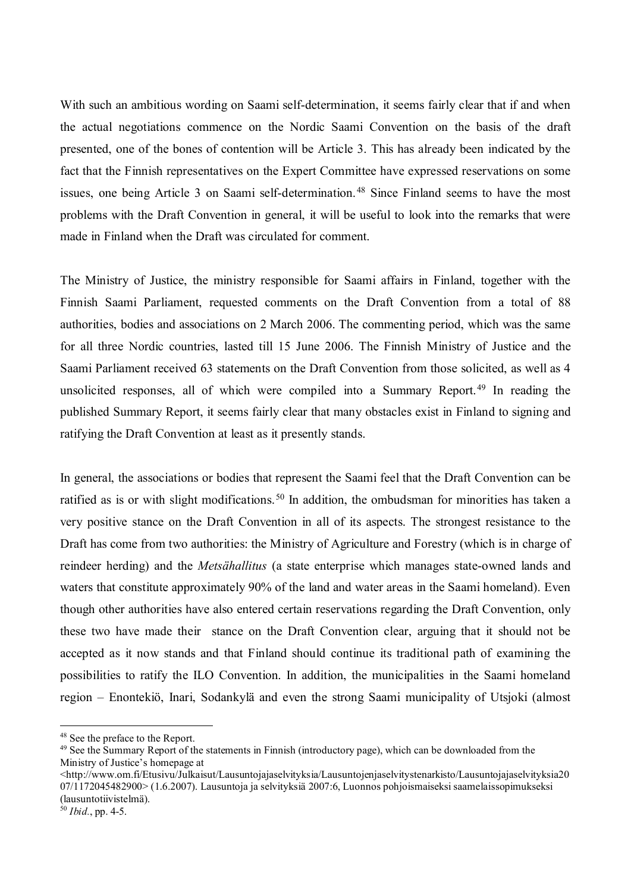With such an ambitious wording on Saami self-determination, it seems fairly clear that if and when the actual negotiations commence on the Nordic Saami Convention on the basis of the draft presented, one of the bones of contention will be Article 3. This has already been indicated by the fact that the Finnish representatives on the Expert Committee have expressed reservations on some issues, one being Article 3 on Saami self-determination.[48] Since Finland seems to have the most problems with the Draft Convention in general, it will be useful to look into the remarks that were made in Finland when the Draft was circulated for comment.

The Ministry of Justice, the ministry responsible for Saami affairs in Finland, together with the Finnish Saami Parliament, requested comments on the Draft Convention from a total of 88 authorities, bodies and associations on 2 March 2006. The commenting period, which was the same for all three Nordic countries, lasted till 15 June 2006. The Finnish Ministry of Justice and the Saami Parliament received 63 statements on the Draft Convention from those solicited, as well as 4 unsolicited responses, all of which were compiled into a Summary Report.[49] In reading the published Summary Report, it seems fairly clear that many obstacles exist in Finland to signing and ratifying the Draft Convention at least as it presently stands.

In general, the associations or bodies that represent the Saami feel that the Draft Convention can be ratified as is or with slight modifications.[50] In addition, the ombudsman for minorities has taken a very positive stance on the Draft Convention in all of its aspects. The strongest resistance to the Draft has come from two authorities: the Ministry of Agriculture and Forestry (which is in charge of reindeer herding) and the *Metsähallitus* (a state enterprise which manages state-owned lands and waters that constitute approximately 90% of the land and water areas in the Saami homeland). Even though other authorities have also entered certain reservations regarding the Draft Convention, only these two have made their stance on the Draft Convention clear, arguing that it should not be accepted as it now stands and that Finland should continue its traditional path of examining the possibilities to ratify the ILO Convention. In addition, the municipalities in the Saami homeland region – Enontekiö, Inari, Sodankylä and even the strong Saami municipality of Utsjoki (almost

---

[48] See the preface to the Report.

[49] See the Summary Report of the statements in Finnish (introductory page), which can be downloaded from the Ministry of Justice's homepage at <http://www.om.fi/Etusivu/Julkaisut/Lausuntojajaselvityksia/Lausuntojenjaselvitystenarkisto/Lausuntojajaselvityksia2007/1172045482900> (1.6.2007). Lausuntoja ja selvityksiä 2007:6, Luonnos pohjoismaiseksi saamelaissopimukseksi (lausuntotiivistelmä).

[50] *Ibid.*, pp. 4-5.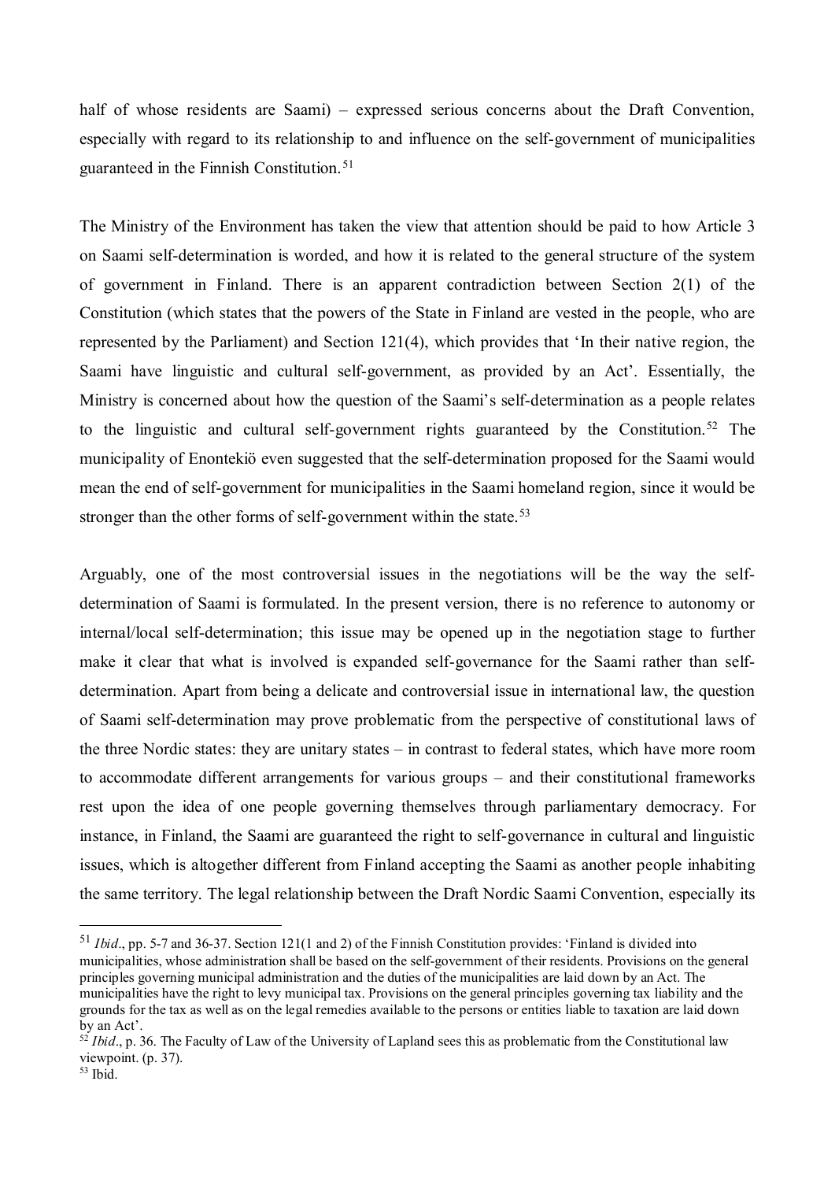half of whose residents are Saami) – expressed serious concerns about the Draft Convention, especially with regard to its relationship to and influence on the self-government of municipalities guaranteed in the Finnish Constitution.[51]

The Ministry of the Environment has taken the view that attention should be paid to how Article 3 on Saami self-determination is worded, and how it is related to the general structure of the system of government in Finland. There is an apparent contradiction between Section 2(1) of the Constitution (which states that the powers of the State in Finland are vested in the people, who are represented by the Parliament) and Section 121(4), which provides that 'In their native region, the Saami have linguistic and cultural self-government, as provided by an Act'. Essentially, the Ministry is concerned about how the question of the Saami's self-determination as a people relates to the linguistic and cultural self-government rights guaranteed by the Constitution.[52] The municipality of Enontekiö even suggested that the self-determination proposed for the Saami would mean the end of self-government for municipalities in the Saami homeland region, since it would be stronger than the other forms of self-government within the state.[53]

Arguably, one of the most controversial issues in the negotiations will be the way the self-determination of Saami is formulated. In the present version, there is no reference to autonomy or internal/local self-determination; this issue may be opened up in the negotiation stage to further make it clear that what is involved is expanded self-governance for the Saami rather than self-determination. Apart from being a delicate and controversial issue in international law, the question of Saami self-determination may prove problematic from the perspective of constitutional laws of the three Nordic states: they are unitary states – in contrast to federal states, which have more room to accommodate different arrangements for various groups – and their constitutional frameworks rest upon the idea of one people governing themselves through parliamentary democracy. For instance, in Finland, the Saami are guaranteed the right to self-governance in cultural and linguistic issues, which is altogether different from Finland accepting the Saami as another people inhabiting the same territory. The legal relationship between the Draft Nordic Saami Convention, especially its

---

[51] *Ibid*., pp. 5-7 and 36-37. Section 121(1 and 2) of the Finnish Constitution provides: 'Finland is divided into municipalities, whose administration shall be based on the self-government of their residents. Provisions on the general principles governing municipal administration and the duties of the municipalities are laid down by an Act. The municipalities have the right to levy municipal tax. Provisions on the general principles governing tax liability and the grounds for the tax as well as on the legal remedies available to the persons or entities liable to taxation are laid down by an Act'.

[52] *Ibid*., p. 36. The Faculty of Law of the University of Lapland sees this as problematic from the Constitutional law viewpoint. (p. 37).

[53] Ibid.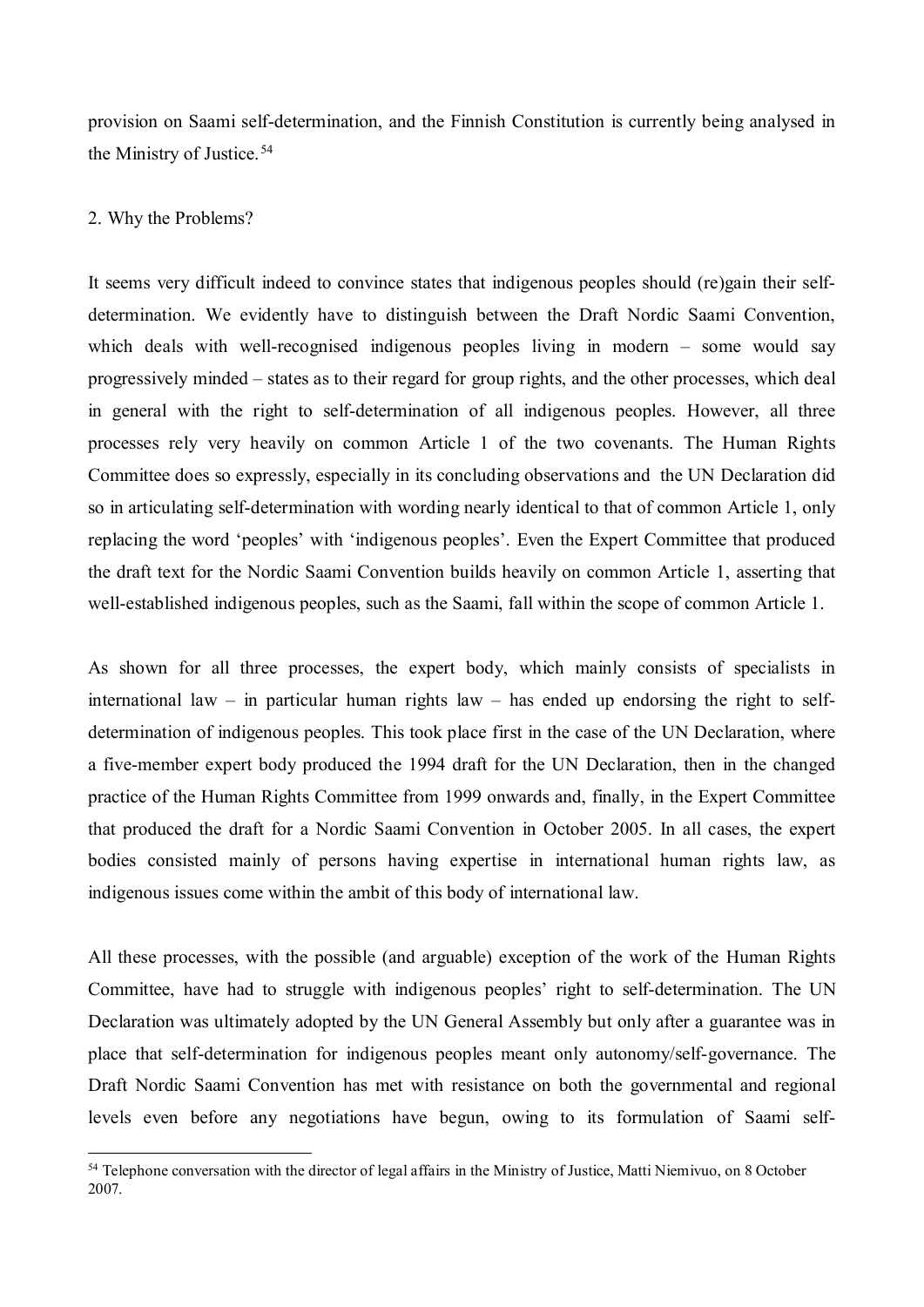provision on Saami self-determination, and the Finnish Constitution is currently being analysed in the Ministry of Justice.[54]

## 2. Why the Problems?

It seems very difficult indeed to convince states that indigenous peoples should (re)gain their self-determination. We evidently have to distinguish between the Draft Nordic Saami Convention, which deals with well-recognised indigenous peoples living in modern – some would say progressively minded – states as to their regard for group rights, and the other processes, which deal in general with the right to self-determination of all indigenous peoples. However, all three processes rely very heavily on common Article 1 of the two covenants. The Human Rights Committee does so expressly, especially in its concluding observations and the UN Declaration did so in articulating self-determination with wording nearly identical to that of common Article 1, only replacing the word 'peoples' with 'indigenous peoples'. Even the Expert Committee that produced the draft text for the Nordic Saami Convention builds heavily on common Article 1, asserting that well-established indigenous peoples, such as the Saami, fall within the scope of common Article 1.

As shown for all three processes, the expert body, which mainly consists of specialists in international law – in particular human rights law – has ended up endorsing the right to self-determination of indigenous peoples. This took place first in the case of the UN Declaration, where a five-member expert body produced the 1994 draft for the UN Declaration, then in the changed practice of the Human Rights Committee from 1999 onwards and, finally, in the Expert Committee that produced the draft for a Nordic Saami Convention in October 2005. In all cases, the expert bodies consisted mainly of persons having expertise in international human rights law, as indigenous issues come within the ambit of this body of international law.

All these processes, with the possible (and arguable) exception of the work of the Human Rights Committee, have had to struggle with indigenous peoples' right to self-determination. The UN Declaration was ultimately adopted by the UN General Assembly but only after a guarantee was in place that self-determination for indigenous peoples meant only autonomy/self-governance. The Draft Nordic Saami Convention has met with resistance on both the governmental and regional levels even before any negotiations have begun, owing to its formulation of Saami self-

---

[54] Telephone conversation with the director of legal affairs in the Ministry of Justice, Matti Niemivuo, on 8 October 2007.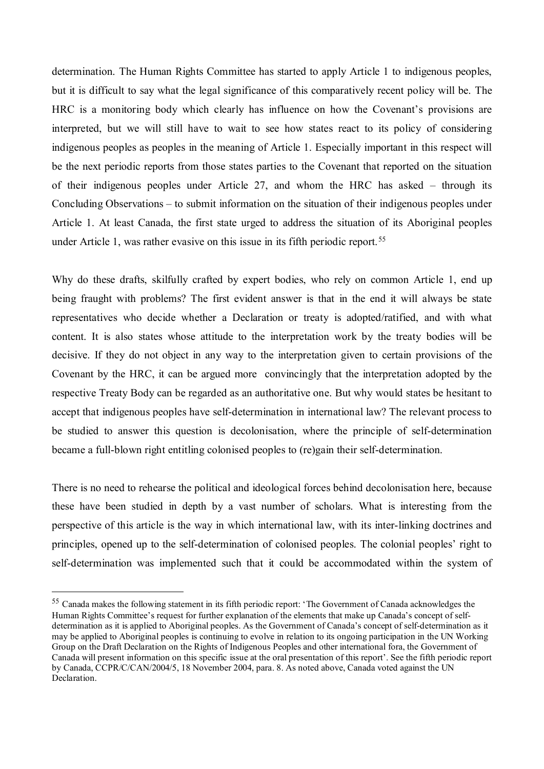determination. The Human Rights Committee has started to apply Article 1 to indigenous peoples, but it is difficult to say what the legal significance of this comparatively recent policy will be. The HRC is a monitoring body which clearly has influence on how the Covenant's provisions are interpreted, but we will still have to wait to see how states react to its policy of considering indigenous peoples as peoples in the meaning of Article 1. Especially important in this respect will be the next periodic reports from those states parties to the Covenant that reported on the situation of their indigenous peoples under Article 27, and whom the HRC has asked – through its Concluding Observations – to submit information on the situation of their indigenous peoples under Article 1. At least Canada, the first state urged to address the situation of its Aboriginal peoples under Article 1, was rather evasive on this issue in its fifth periodic report.[55]

Why do these drafts, skilfully crafted by expert bodies, who rely on common Article 1, end up being fraught with problems? The first evident answer is that in the end it will always be state representatives who decide whether a Declaration or treaty is adopted/ratified, and with what content. It is also states whose attitude to the interpretation work by the treaty bodies will be decisive. If they do not object in any way to the interpretation given to certain provisions of the Covenant by the HRC, it can be argued more convincingly that the interpretation adopted by the respective Treaty Body can be regarded as an authoritative one. But why would states be hesitant to accept that indigenous peoples have self-determination in international law? The relevant process to be studied to answer this question is decolonisation, where the principle of self-determination became a full-blown right entitling colonised peoples to (re)gain their self-determination.

There is no need to rehearse the political and ideological forces behind decolonisation here, because these have been studied in depth by a vast number of scholars. What is interesting from the perspective of this article is the way in which international law, with its inter-linking doctrines and principles, opened up to the self-determination of colonised peoples. The colonial peoples' right to self-determination was implemented such that it could be accommodated within the system of

---

[55] Canada makes the following statement in its fifth periodic report: 'The Government of Canada acknowledges the Human Rights Committee's request for further explanation of the elements that make up Canada's concept of self-determination as it is applied to Aboriginal peoples. As the Government of Canada's concept of self-determination as it may be applied to Aboriginal peoples is continuing to evolve in relation to its ongoing participation in the UN Working Group on the Draft Declaration on the Rights of Indigenous Peoples and other international fora, the Government of Canada will present information on this specific issue at the oral presentation of this report'. See the fifth periodic report by Canada, CCPR/C/CAN/2004/5, 18 November 2004, para. 8. As noted above, Canada voted against the UN Declaration.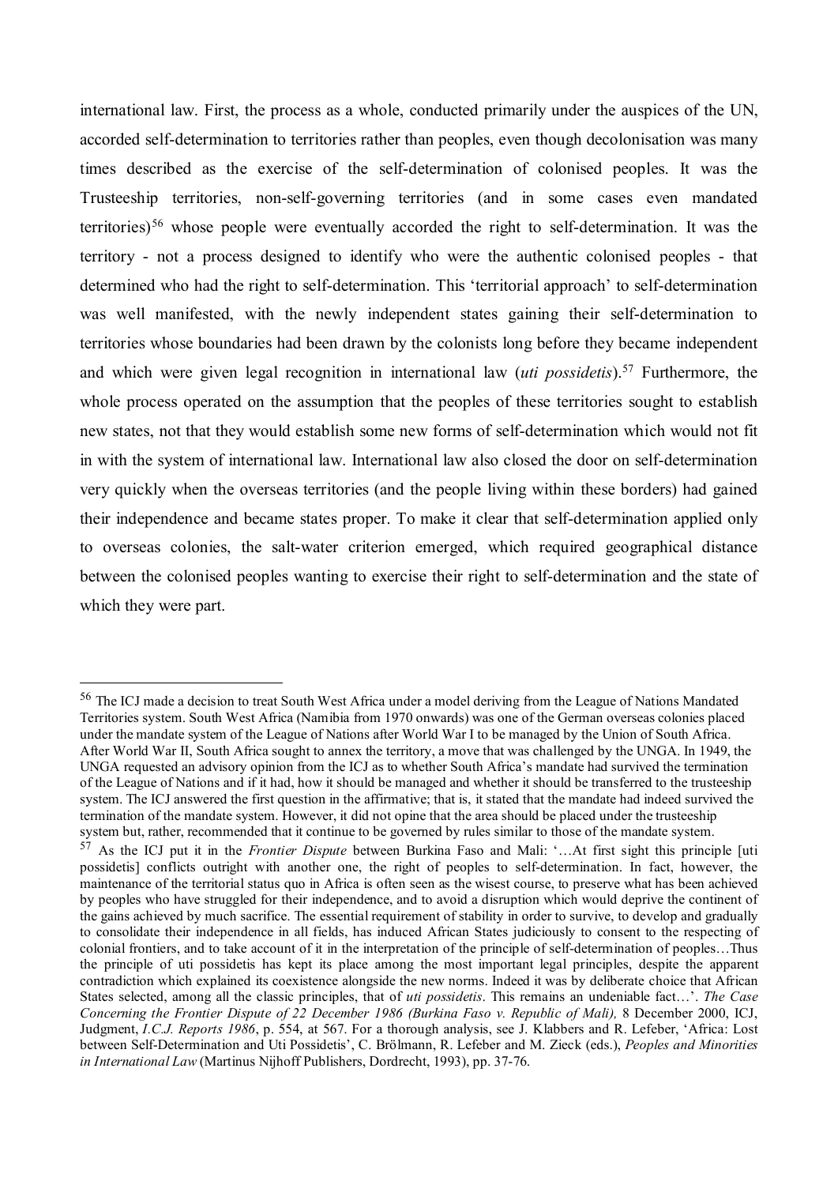international law. First, the process as a whole, conducted primarily under the auspices of the UN, accorded self-determination to territories rather than peoples, even though decolonisation was many times described as the exercise of the self-determination of colonised peoples. It was the Trusteeship territories, non-self-governing territories (and in some cases even mandated territories)[56] whose people were eventually accorded the right to self-determination. It was the territory - not a process designed to identify who were the authentic colonised peoples - that determined who had the right to self-determination. This 'territorial approach' to self-determination was well manifested, with the newly independent states gaining their self-determination to territories whose boundaries had been drawn by the colonists long before they became independent and which were given legal recognition in international law (*uti possidetis*).[57] Furthermore, the whole process operated on the assumption that the peoples of these territories sought to establish new states, not that they would establish some new forms of self-determination which would not fit in with the system of international law. International law also closed the door on self-determination very quickly when the overseas territories (and the people living within these borders) had gained their independence and became states proper. To make it clear that self-determination applied only to overseas colonies, the salt-water criterion emerged, which required geographical distance between the colonised peoples wanting to exercise their right to self-determination and the state of which they were part.

---

[56] The ICJ made a decision to treat South West Africa under a model deriving from the League of Nations Mandated Territories system. South West Africa (Namibia from 1970 onwards) was one of the German overseas colonies placed under the mandate system of the League of Nations after World War I to be managed by the Union of South Africa. After World War II, South Africa sought to annex the territory, a move that was challenged by the UNGA. In 1949, the UNGA requested an advisory opinion from the ICJ as to whether South Africa's mandate had survived the termination of the League of Nations and if it had, how it should be managed and whether it should be transferred to the trusteeship system. The ICJ answered the first question in the affirmative; that is, it stated that the mandate had indeed survived the termination of the mandate system. However, it did not opine that the area should be placed under the trusteeship system but, rather, recommended that it continue to be governed by rules similar to those of the mandate system.

[57] As the ICJ put it in the *Frontier Dispute* between Burkina Faso and Mali: '…At first sight this principle [uti possidetis] conflicts outright with another one, the right of peoples to self-determination. In fact, however, the maintenance of the territorial status quo in Africa is often seen as the wisest course, to preserve what has been achieved by peoples who have struggled for their independence, and to avoid a disruption which would deprive the continent of the gains achieved by much sacrifice. The essential requirement of stability in order to survive, to develop and gradually to consolidate their independence in all fields, has induced African States judiciously to consent to the respecting of colonial frontiers, and to take account of it in the interpretation of the principle of self-determination of peoples…Thus the principle of uti possidetis has kept its place among the most important legal principles, despite the apparent contradiction which explained its coexistence alongside the new norms. Indeed it was by deliberate choice that African States selected, among all the classic principles, that of *uti possidetis*. This remains an undeniable fact…'. *The Case Concerning the Frontier Dispute of 22 December 1986 (Burkina Faso v. Republic of Mali),* 8 December 2000, ICJ, Judgment, *I.C.J. Reports 1986*, p. 554, at 567. For a thorough analysis, see J. Klabbers and R. Lefeber, 'Africa: Lost between Self-Determination and Uti Possidetis', C. Brölmann, R. Lefeber and M. Zieck (eds.), *Peoples and Minorities in International Law* (Martinus Nijhoff Publishers, Dordrecht, 1993), pp. 37-76.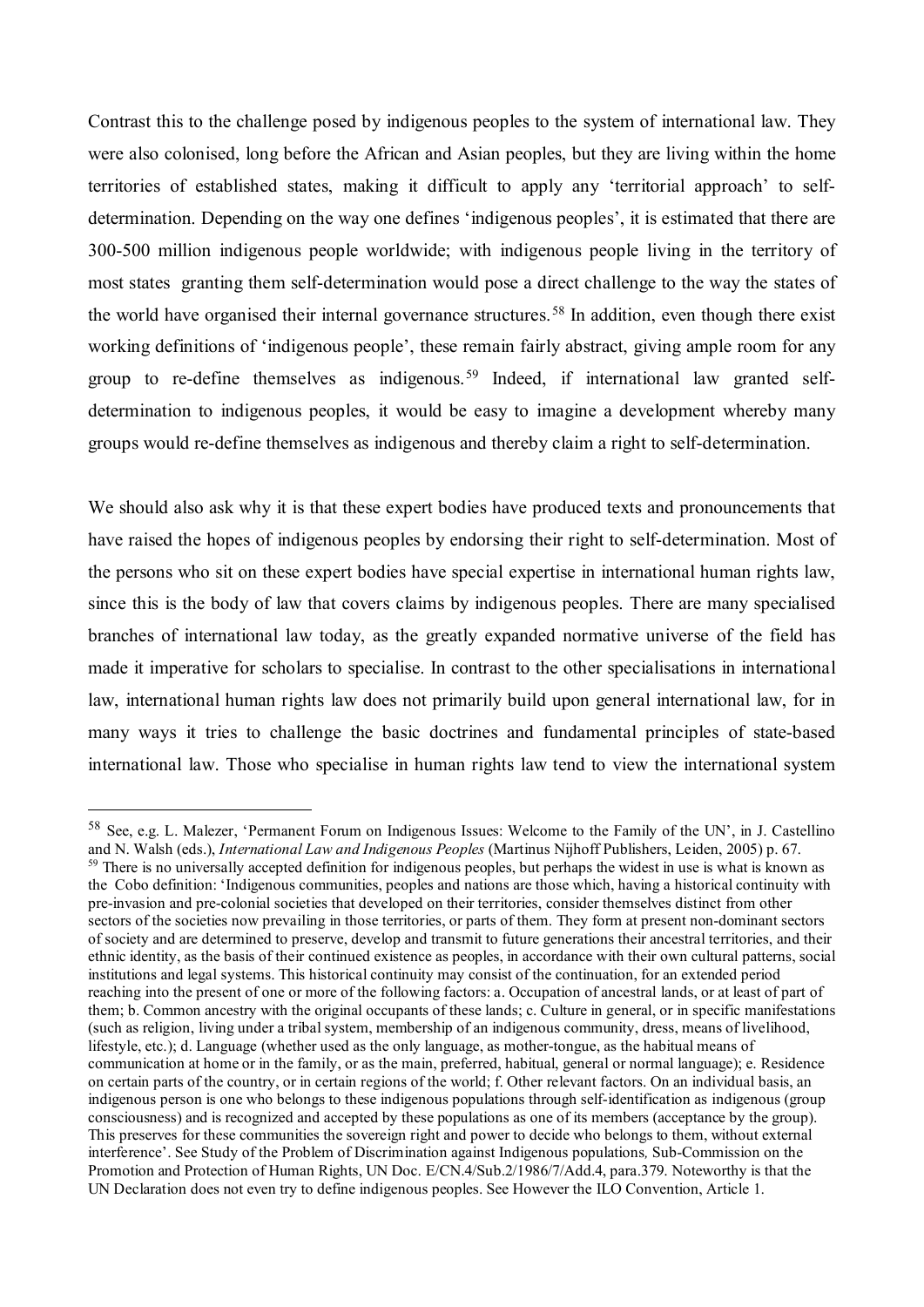Contrast this to the challenge posed by indigenous peoples to the system of international law. They were also colonised, long before the African and Asian peoples, but they are living within the home territories of established states, making it difficult to apply any 'territorial approach' to self-determination. Depending on the way one defines 'indigenous peoples', it is estimated that there are 300-500 million indigenous people worldwide; with indigenous people living in the territory of most states granting them self-determination would pose a direct challenge to the way the states of the world have organised their internal governance structures.[58] In addition, even though there exist working definitions of 'indigenous people', these remain fairly abstract, giving ample room for any group to re-define themselves as indigenous.[59] Indeed, if international law granted self-determination to indigenous peoples, it would be easy to imagine a development whereby many groups would re-define themselves as indigenous and thereby claim a right to self-determination.

We should also ask why it is that these expert bodies have produced texts and pronouncements that have raised the hopes of indigenous peoples by endorsing their right to self-determination. Most of the persons who sit on these expert bodies have special expertise in international human rights law, since this is the body of law that covers claims by indigenous peoples. There are many specialised branches of international law today, as the greatly expanded normative universe of the field has made it imperative for scholars to specialise. In contrast to the other specialisations in international law, international human rights law does not primarily build upon general international law, for in many ways it tries to challenge the basic doctrines and fundamental principles of state-based international law. Those who specialise in human rights law tend to view the international system

---

[58] See, e.g. L. Malezer, 'Permanent Forum on Indigenous Issues: Welcome to the Family of the UN', in J. Castellino and N. Walsh (eds.), *International Law and Indigenous Peoples* (Martinus Nijhoff Publishers, Leiden, 2005) p. 67.

[59] There is no universally accepted definition for indigenous peoples, but perhaps the widest in use is what is known as the Cobo definition: 'Indigenous communities, peoples and nations are those which, having a historical continuity with pre-invasion and pre-colonial societies that developed on their territories, consider themselves distinct from other sectors of the societies now prevailing in those territories, or parts of them. They form at present non-dominant sectors of society and are determined to preserve, develop and transmit to future generations their ancestral territories, and their ethnic identity, as the basis of their continued existence as peoples, in accordance with their own cultural patterns, social institutions and legal systems. This historical continuity may consist of the continuation, for an extended period reaching into the present of one or more of the following factors: a. Occupation of ancestral lands, or at least of part of them; b. Common ancestry with the original occupants of these lands; c. Culture in general, or in specific manifestations (such as religion, living under a tribal system, membership of an indigenous community, dress, means of livelihood, lifestyle, etc.); d. Language (whether used as the only language, as mother-tongue, as the habitual means of communication at home or in the family, or as the main, preferred, habitual, general or normal language); e. Residence on certain parts of the country, or in certain regions of the world; f. Other relevant factors. On an individual basis, an indigenous person is one who belongs to these indigenous populations through self-identification as indigenous (group consciousness) and is recognized and accepted by these populations as one of its members (acceptance by the group). This preserves for these communities the sovereign right and power to decide who belongs to them, without external interference'. See Study of the Problem of Discrimination against Indigenous populations*,* Sub-Commission on the Promotion and Protection of Human Rights, UN Doc. E/CN.4/Sub.2/1986/7/Add.4, para.379. Noteworthy is that the UN Declaration does not even try to define indigenous peoples. See However the ILO Convention, Article 1.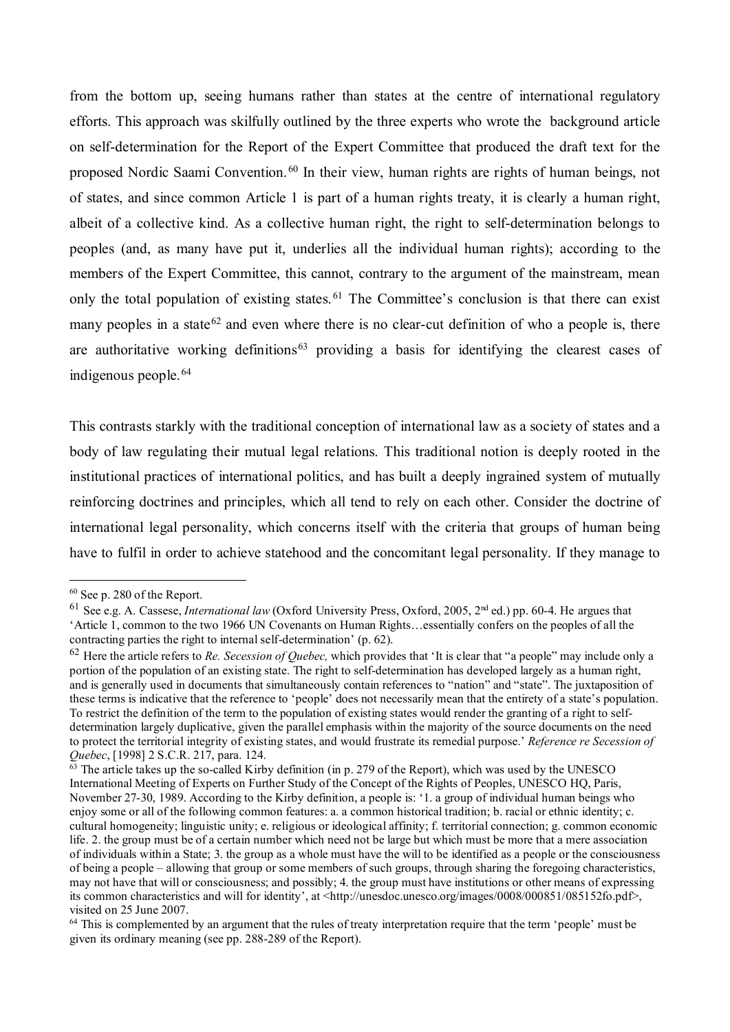from the bottom up, seeing humans rather than states at the centre of international regulatory efforts. This approach was skilfully outlined by the three experts who wrote the background article on self-determination for the Report of the Expert Committee that produced the draft text for the proposed Nordic Saami Convention.[60] In their view, human rights are rights of human beings, not of states, and since common Article 1 is part of a human rights treaty, it is clearly a human right, albeit of a collective kind. As a collective human right, the right to self-determination belongs to peoples (and, as many have put it, underlies all the individual human rights); according to the members of the Expert Committee, this cannot, contrary to the argument of the mainstream, mean only the total population of existing states.[61] The Committee's conclusion is that there can exist many peoples in a state[62] and even where there is no clear-cut definition of who a people is, there are authoritative working definitions[63] providing a basis for identifying the clearest cases of indigenous people.[64]

This contrasts starkly with the traditional conception of international law as a society of states and a body of law regulating their mutual legal relations. This traditional notion is deeply rooted in the institutional practices of international politics, and has built a deeply ingrained system of mutually reinforcing doctrines and principles, which all tend to rely on each other. Consider the doctrine of international legal personality, which concerns itself with the criteria that groups of human being have to fulfil in order to achieve statehood and the concomitant legal personality. If they manage to

---

[60] See p. 280 of the Report.

[61] See e.g. A. Cassese, *International law* (Oxford University Press, Oxford, 2005, 2nd ed.) pp. 60-4. He argues that 'Article 1, common to the two 1966 UN Covenants on Human Rights…essentially confers on the peoples of all the contracting parties the right to internal self-determination' (p. 62).

[62] Here the article refers to *Re. Secession of Quebec,* which provides that 'It is clear that "a people" may include only a portion of the population of an existing state. The right to self-determination has developed largely as a human right, and is generally used in documents that simultaneously contain references to "nation" and "state". The juxtaposition of these terms is indicative that the reference to 'people' does not necessarily mean that the entirety of a state's population. To restrict the definition of the term to the population of existing states would render the granting of a right to self-determination largely duplicative, given the parallel emphasis within the majority of the source documents on the need to protect the territorial integrity of existing states, and would frustrate its remedial purpose.' *Reference re Secession of Quebec*, [1998] 2 S.C.R. 217, para. 124.

[63] The article takes up the so-called Kirby definition (in p. 279 of the Report), which was used by the UNESCO International Meeting of Experts on Further Study of the Concept of the Rights of Peoples, UNESCO HQ, Paris, November 27-30, 1989. According to the Kirby definition, a people is: '1. a group of individual human beings who enjoy some or all of the following common features: a. a common historical tradition; b. racial or ethnic identity; c. cultural homogeneity; d. linguistic unity; e. religious or ideological affinity; f. territorial connection; g. common economic life. 2. the group must be of a certain number which need not be large but which must be more that a mere association of individuals within a State; 3. the group as a whole must have the will to be identified as a people or the consciousness of being a people – allowing that group or some members of such groups, through sharing the foregoing characteristics, may not have that will or consciousness; and possibly; 4. the group must have institutions or other means of expressing its common characteristics and will for identity', at <http://unesdoc.unesco.org/images/0008/000851/085152fo.pdf>, visited on 25 June 2007.

[64] This is complemented by an argument that the rules of treaty interpretation require that the term 'people' must be given its ordinary meaning (see pp. 288-289 of the Report).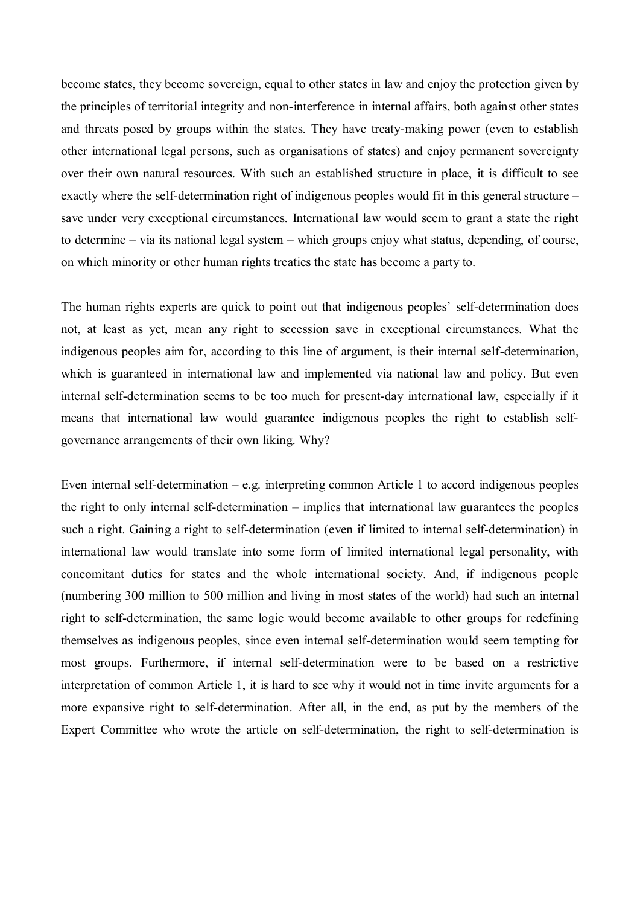become states, they become sovereign, equal to other states in law and enjoy the protection given by the principles of territorial integrity and non-interference in internal affairs, both against other states and threats posed by groups within the states. They have treaty-making power (even to establish other international legal persons, such as organisations of states) and enjoy permanent sovereignty over their own natural resources. With such an established structure in place, it is difficult to see exactly where the self-determination right of indigenous peoples would fit in this general structure – save under very exceptional circumstances. International law would seem to grant a state the right to determine – via its national legal system – which groups enjoy what status, depending, of course, on which minority or other human rights treaties the state has become a party to.

The human rights experts are quick to point out that indigenous peoples' self-determination does not, at least as yet, mean any right to secession save in exceptional circumstances. What the indigenous peoples aim for, according to this line of argument, is their internal self-determination, which is guaranteed in international law and implemented via national law and policy. But even internal self-determination seems to be too much for present-day international law, especially if it means that international law would guarantee indigenous peoples the right to establish self-governance arrangements of their own liking. Why?

Even internal self-determination – e.g. interpreting common Article 1 to accord indigenous peoples the right to only internal self-determination – implies that international law guarantees the peoples such a right. Gaining a right to self-determination (even if limited to internal self-determination) in international law would translate into some form of limited international legal personality, with concomitant duties for states and the whole international society. And, if indigenous people (numbering 300 million to 500 million and living in most states of the world) had such an internal right to self-determination, the same logic would become available to other groups for redefining themselves as indigenous peoples, since even internal self-determination would seem tempting for most groups. Furthermore, if internal self-determination were to be based on a restrictive interpretation of common Article 1, it is hard to see why it would not in time invite arguments for a more expansive right to self-determination. After all, in the end, as put by the members of the Expert Committee who wrote the article on self-determination, the right to self-determination is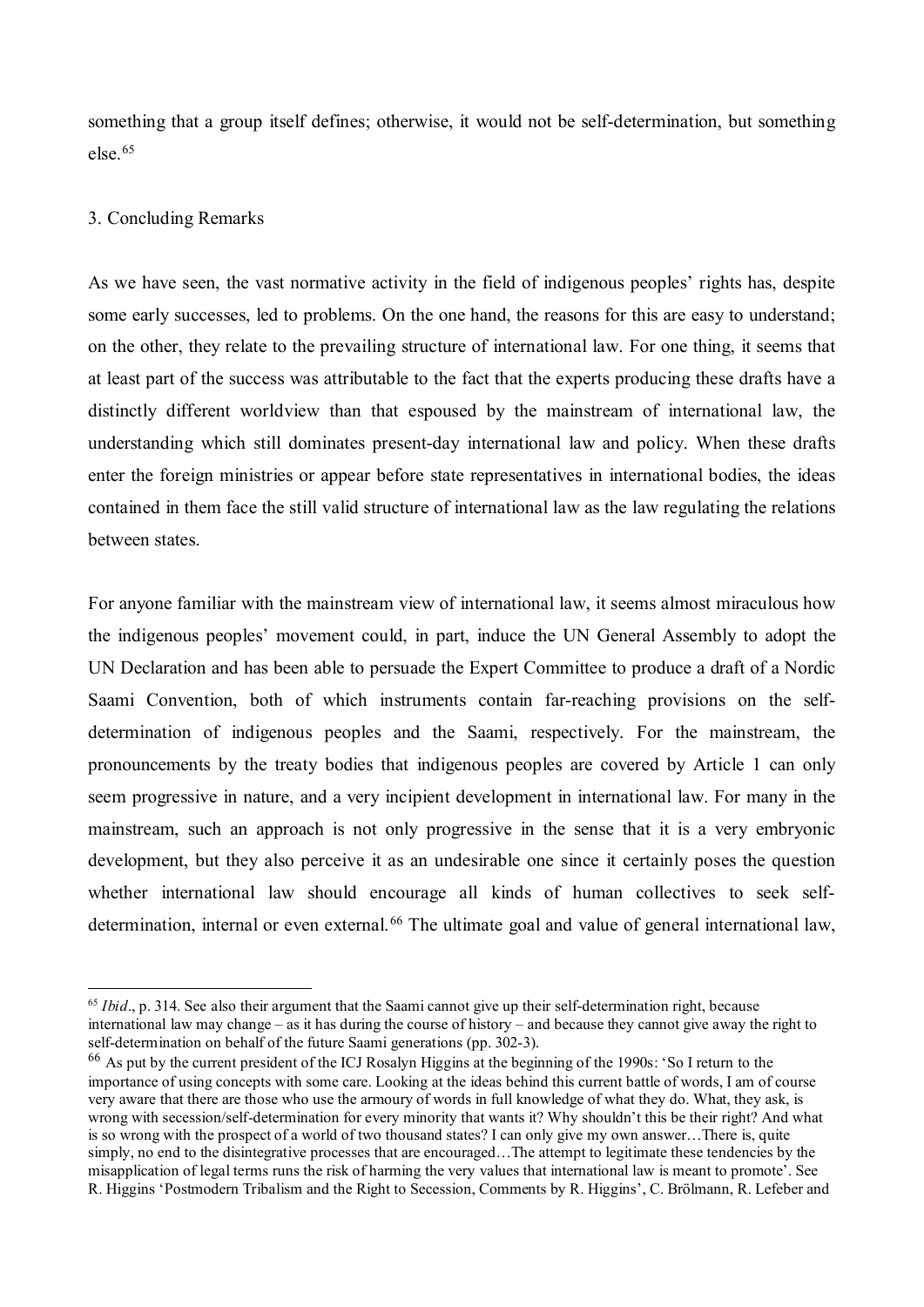something that a group itself defines; otherwise, it would not be self-determination, but something else.[65]

## 3. Concluding Remarks

As we have seen, the vast normative activity in the field of indigenous peoples' rights has, despite some early successes, led to problems. On the one hand, the reasons for this are easy to understand; on the other, they relate to the prevailing structure of international law. For one thing, it seems that at least part of the success was attributable to the fact that the experts producing these drafts have a distinctly different worldview than that espoused by the mainstream of international law, the understanding which still dominates present-day international law and policy. When these drafts enter the foreign ministries or appear before state representatives in international bodies, the ideas contained in them face the still valid structure of international law as the law regulating the relations between states.

For anyone familiar with the mainstream view of international law, it seems almost miraculous how the indigenous peoples' movement could, in part, induce the UN General Assembly to adopt the UN Declaration and has been able to persuade the Expert Committee to produce a draft of a Nordic Saami Convention, both of which instruments contain far-reaching provisions on the self-determination of indigenous peoples and the Saami, respectively. For the mainstream, the pronouncements by the treaty bodies that indigenous peoples are covered by Article 1 can only seem progressive in nature, and a very incipient development in international law. For many in the mainstream, such an approach is not only progressive in the sense that it is a very embryonic development, but they also perceive it as an undesirable one since it certainly poses the question whether international law should encourage all kinds of human collectives to seek self-determination, internal or even external.[66] The ultimate goal and value of general international law,

---

[65] *Ibid*., p. 314. See also their argument that the Saami cannot give up their self-determination right, because international law may change – as it has during the course of history – and because they cannot give away the right to self-determination on behalf of the future Saami generations (pp. 302-3).

[66] As put by the current president of the ICJ Rosalyn Higgins at the beginning of the 1990s: 'So I return to the importance of using concepts with some care. Looking at the ideas behind this current battle of words, I am of course very aware that there are those who use the armoury of words in full knowledge of what they do. What, they ask, is wrong with secession/self-determination for every minority that wants it? Why shouldn't this be their right? And what is so wrong with the prospect of a world of two thousand states? I can only give my own answer…There is, quite simply, no end to the disintegrative processes that are encouraged…The attempt to legitimate these tendencies by the misapplication of legal terms runs the risk of harming the very values that international law is meant to promote'. See R. Higgins 'Postmodern Tribalism and the Right to Secession, Comments by R. Higgins', C. Brölmann, R. Lefeber and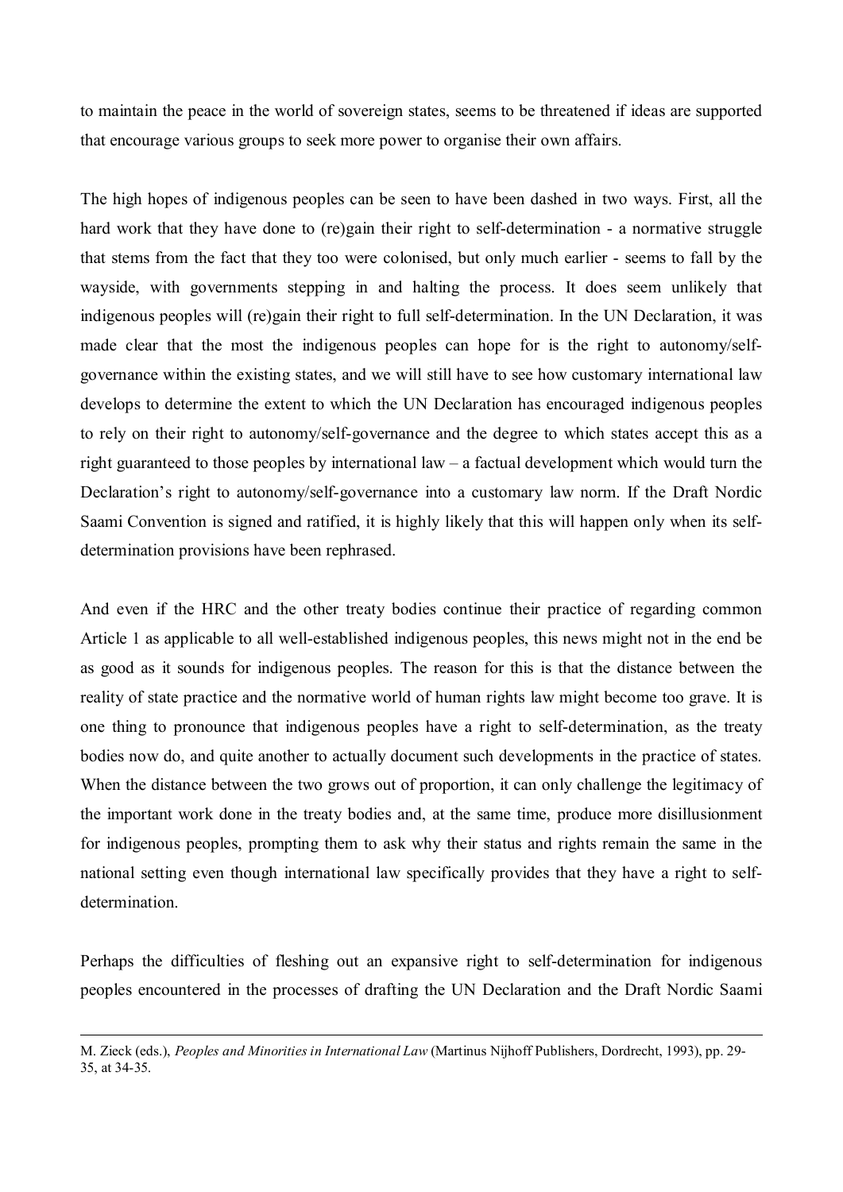to maintain the peace in the world of sovereign states, seems to be threatened if ideas are supported that encourage various groups to seek more power to organise their own affairs.

The high hopes of indigenous peoples can be seen to have been dashed in two ways. First, all the hard work that they have done to (re)gain their right to self-determination - a normative struggle that stems from the fact that they too were colonised, but only much earlier - seems to fall by the wayside, with governments stepping in and halting the process. It does seem unlikely that indigenous peoples will (re)gain their right to full self-determination. In the UN Declaration, it was made clear that the most the indigenous peoples can hope for is the right to autonomy/self-governance within the existing states, and we will still have to see how customary international law develops to determine the extent to which the UN Declaration has encouraged indigenous peoples to rely on their right to autonomy/self-governance and the degree to which states accept this as a right guaranteed to those peoples by international law – a factual development which would turn the Declaration's right to autonomy/self-governance into a customary law norm. If the Draft Nordic Saami Convention is signed and ratified, it is highly likely that this will happen only when its self-determination provisions have been rephrased.

And even if the HRC and the other treaty bodies continue their practice of regarding common Article 1 as applicable to all well-established indigenous peoples, this news might not in the end be as good as it sounds for indigenous peoples. The reason for this is that the distance between the reality of state practice and the normative world of human rights law might become too grave. It is one thing to pronounce that indigenous peoples have a right to self-determination, as the treaty bodies now do, and quite another to actually document such developments in the practice of states. When the distance between the two grows out of proportion, it can only challenge the legitimacy of the important work done in the treaty bodies and, at the same time, produce more disillusionment for indigenous peoples, prompting them to ask why their status and rights remain the same in the national setting even though international law specifically provides that they have a right to self-determination.

Perhaps the difficulties of fleshing out an expansive right to self-determination for indigenous peoples encountered in the processes of drafting the UN Declaration and the Draft Nordic Saami

---

M. Zieck (eds.), *Peoples and Minorities in International Law* (Martinus Nijhoff Publishers, Dordrecht, 1993), pp. 29-35, at 34-35.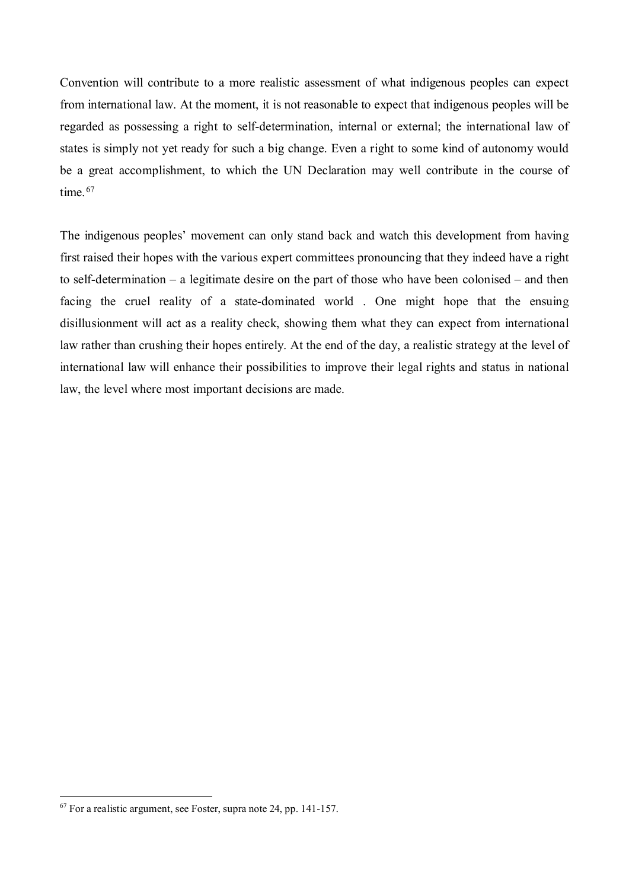Convention will contribute to a more realistic assessment of what indigenous peoples can expect from international law. At the moment, it is not reasonable to expect that indigenous peoples will be regarded as possessing a right to self-determination, internal or external; the international law of states is simply not yet ready for such a big change. Even a right to some kind of autonomy would be a great accomplishment, to which the UN Declaration may well contribute in the course of time.[67]

The indigenous peoples' movement can only stand back and watch this development from having first raised their hopes with the various expert committees pronouncing that they indeed have a right to self-determination – a legitimate desire on the part of those who have been colonised – and then facing the cruel reality of a state-dominated world . One might hope that the ensuing disillusionment will act as a reality check, showing them what they can expect from international law rather than crushing their hopes entirely. At the end of the day, a realistic strategy at the level of international law will enhance their possibilities to improve their legal rights and status in national law, the level where most important decisions are made.

---

[67] For a realistic argument, see Foster, supra note 24, pp. 141-157.